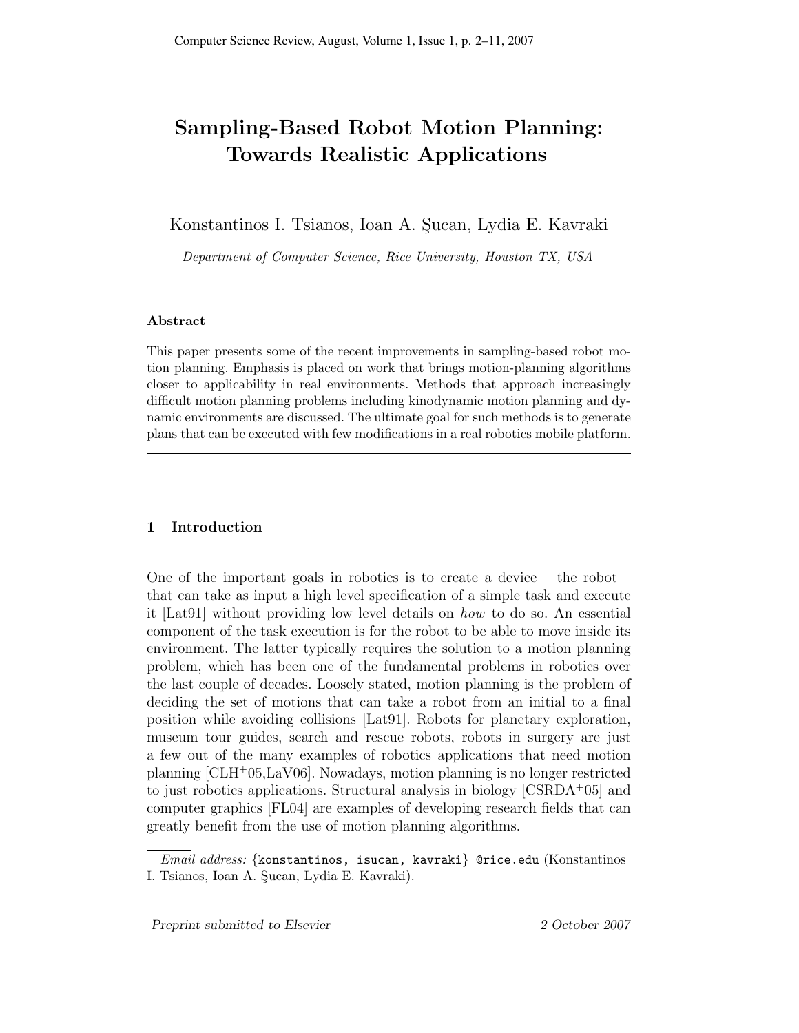# Sampling-Based Robot Motion Planning: Towards Realistic Applications

Konstantinos I. Tsianos, Ioan A. Şucan, Lydia E. Kavraki

*Department of Computer Science, Rice University, Houston TX, USA*

---

**Abstract**

This paper presents some of the recent improvements in sampling-based robot motion planning. Emphasis is placed on work that brings motion-planning algorithms closer to applicability in real environments. Methods that approach increasingly difficult motion planning problems including kinodynamic motion planning and dynamic environments are discussed. The ultimate goal for such methods is to generate plans that can be executed with few modifications in a real robotics mobile platform.

---

## 1 Introduction

One of the important goals in robotics is to create a device – the robot – that can take as input a high level specification of a simple task and execute it [Lat91] without providing low level details on *how* to do so. An essential component of the task execution is for the robot to be able to move inside its environment. The latter typically requires the solution to a motion planning problem, which has been one of the fundamental problems in robotics over the last couple of decades. Loosely stated, motion planning is the problem of deciding the set of motions that can take a robot from an initial to a final position while avoiding collisions [Lat91]. Robots for planetary exploration, museum tour guides, search and rescue robots, robots in surgery are just a few out of the many examples of robotics applications that need motion planning [CLH+05,LaV06]. Nowadays, motion planning is no longer restricted to just robotics applications. Structural analysis in biology [CSRDA+05] and computer graphics [FL04] are examples of developing research fields that can greatly benefit from the use of motion planning algorithms.

---

*Email address:* {konstantinos, isucan, kavraki} @rice.edu (Konstantinos I. Tsianos, Ioan A. Şucan, Lydia E. Kavraki).

Preprint submitted to Elsevier — 2 October 2007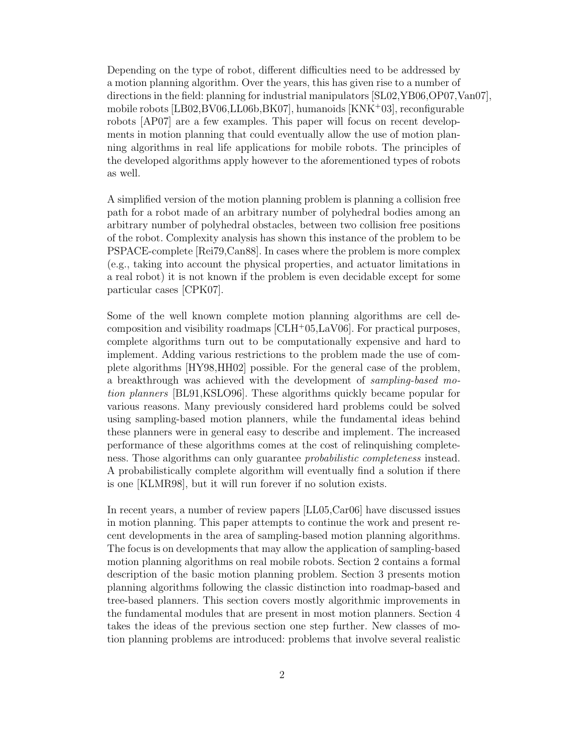Depending on the type of robot, different difficulties need to be addressed by a motion planning algorithm. Over the years, this has given rise to a number of directions in the field: planning for industrial manipulators [SL02,YB06,OP07,Van07], mobile robots [LB02,BV06,LL06b,BK07], humanoids [KNK+03], reconfigurable robots [AP07] are a few examples. This paper will focus on recent developments in motion planning that could eventually allow the use of motion planning algorithms in real life applications for mobile robots. The principles of the developed algorithms apply however to the aforementioned types of robots as well.

A simplified version of the motion planning problem is planning a collision free path for a robot made of an arbitrary number of polyhedral bodies among an arbitrary number of polyhedral obstacles, between two collision free positions of the robot. Complexity analysis has shown this instance of the problem to be PSPACE-complete [Rei79,Can88]. In cases where the problem is more complex (e.g., taking into account the physical properties, and actuator limitations in a real robot) it is not known if the problem is even decidable except for some particular cases [CPK07].

Some of the well known complete motion planning algorithms are cell decomposition and visibility roadmaps [CLH+05,LaV06]. For practical purposes, complete algorithms turn out to be computationally expensive and hard to implement. Adding various restrictions to the problem made the use of complete algorithms [HY98,HH02] possible. For the general case of the problem, a breakthrough was achieved with the development of *sampling-based motion planners* [BL91,KSLO96]. These algorithms quickly became popular for various reasons. Many previously considered hard problems could be solved using sampling-based motion planners, while the fundamental ideas behind these planners were in general easy to describe and implement. The increased performance of these algorithms comes at the cost of relinquishing completeness. Those algorithms can only guarantee *probabilistic completeness* instead. A probabilistically complete algorithm will eventually find a solution if there is one [KLMR98], but it will run forever if no solution exists.

In recent years, a number of review papers [LL05,Car06] have discussed issues in motion planning. This paper attempts to continue the work and present recent developments in the area of sampling-based motion planning algorithms. The focus is on developments that may allow the application of sampling-based motion planning algorithms on real mobile robots. Section 2 contains a formal description of the basic motion planning problem. Section 3 presents motion planning algorithms following the classic distinction into roadmap-based and tree-based planners. This section covers mostly algorithmic improvements in the fundamental modules that are present in most motion planners. Section 4 takes the ideas of the previous section one step further. New classes of motion planning problems are introduced: problems that involve several realistic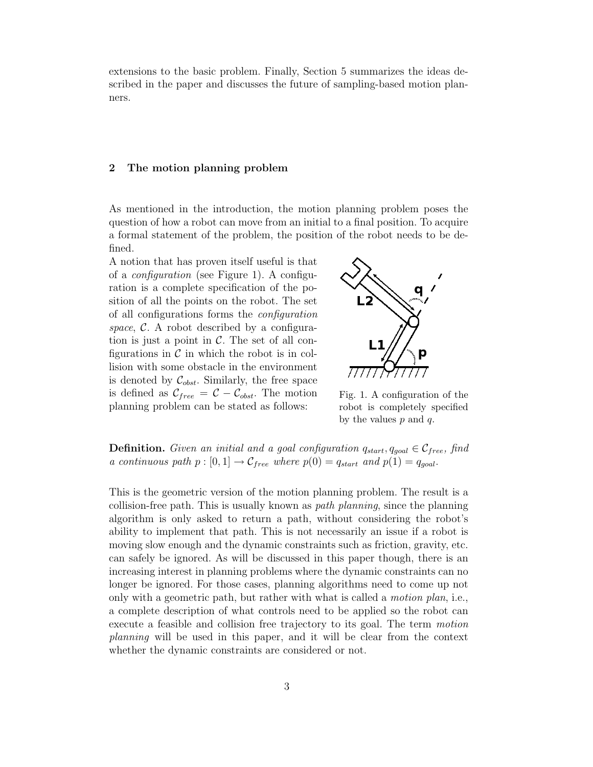extensions to the basic problem. Finally, Section 5 summarizes the ideas described in the paper and discusses the future of sampling-based motion planners.

## 2 The motion planning problem

As mentioned in the introduction, the motion planning problem poses the question of how a robot can move from an initial to a final position. To acquire a formal statement of the problem, the position of the robot needs to be defined.

A notion that has proven itself useful is that of a *configuration* (see Figure 1). A configuration is a complete specification of the position of all the points on the robot. The set of all configurations forms the *configuration space*, $\mathcal{C}$. A robot described by a configuration is just a point in $\mathcal{C}$. The set of all configurations in $\mathcal{C}$ in which the robot is in collision with some obstacle in the environment is denoted by $\mathcal{C}_{obst}$. Similarly, the free space is defined as $\mathcal{C}_{free} = \mathcal{C} - \mathcal{C}_{obst}$. The motion planning problem can be stated as follows:

L2

q

L1

p

Fig. 1. A configuration of the robot is completely specified by the values $p$ and $q$.

**Definition.** *Given an initial and a goal configuration $q_{start}, q_{goal} \in \mathcal{C}_{free}$, find a continuous path $p : [0, 1] \rightarrow \mathcal{C}_{free}$ where $p(0) = q_{start}$ and $p(1) = q_{goal}$.*

This is the geometric version of the motion planning problem. The result is a collision-free path. This is usually known as *path planning*, since the planning algorithm is only asked to return a path, without considering the robot's ability to implement that path. This is not necessarily an issue if a robot is moving slow enough and the dynamic constraints such as friction, gravity, etc. can safely be ignored. As will be discussed in this paper though, there is an increasing interest in planning problems where the dynamic constraints can no longer be ignored. For those cases, planning algorithms need to come up not only with a geometric path, but rather with what is called a *motion plan*, i.e., a complete description of what controls need to be applied so the robot can execute a feasible and collision free trajectory to its goal. The term *motion planning* will be used in this paper, and it will be clear from the context whether the dynamic constraints are considered or not.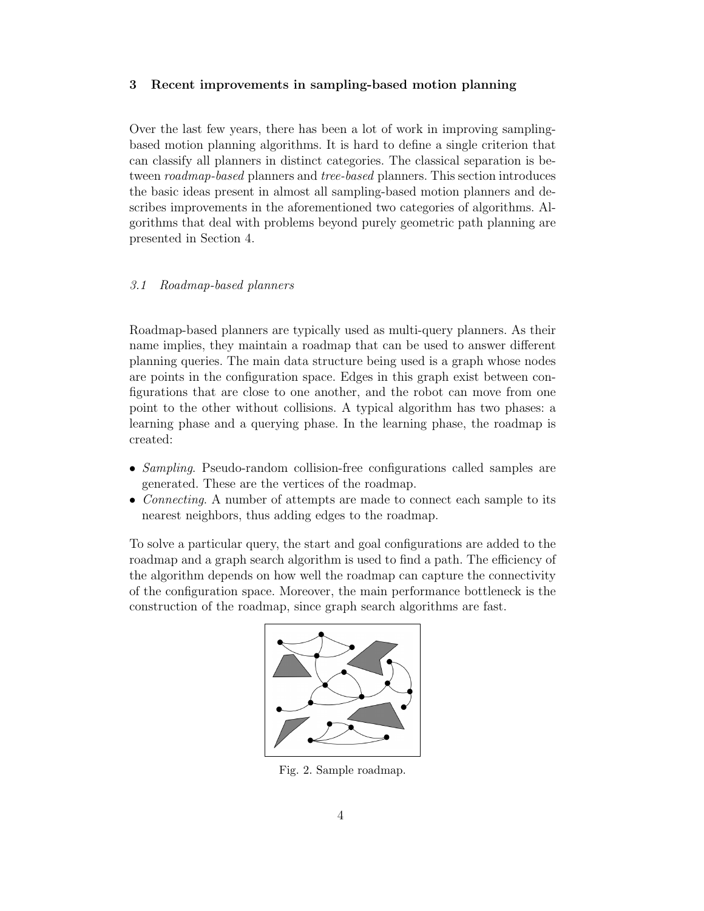## 3 Recent improvements in sampling-based motion planning

Over the last few years, there has been a lot of work in improving sampling-based motion planning algorithms. It is hard to define a single criterion that can classify all planners in distinct categories. The classical separation is between *roadmap-based* planners and *tree-based* planners. This section introduces the basic ideas present in almost all sampling-based motion planners and describes improvements in the aforementioned two categories of algorithms. Algorithms that deal with problems beyond purely geometric path planning are presented in Section 4.

### *3.1 Roadmap-based planners*

Roadmap-based planners are typically used as multi-query planners. As their name implies, they maintain a roadmap that can be used to answer different planning queries. The main data structure being used is a graph whose nodes are points in the configuration space. Edges in this graph exist between configurations that are close to one another, and the robot can move from one point to the other without collisions. A typical algorithm has two phases: a learning phase and a querying phase. In the learning phase, the roadmap is created:

- *Sampling*. Pseudo-random collision-free configurations called samples are generated. These are the vertices of the roadmap.
- *Connecting*. A number of attempts are made to connect each sample to its nearest neighbors, thus adding edges to the roadmap.

To solve a particular query, the start and goal configurations are added to the roadmap and a graph search algorithm is used to find a path. The efficiency of the algorithm depends on how well the roadmap can capture the connectivity of the configuration space. Moreover, the main performance bottleneck is the construction of the roadmap, since graph search algorithms are fast.

Fig. 2. Sample roadmap.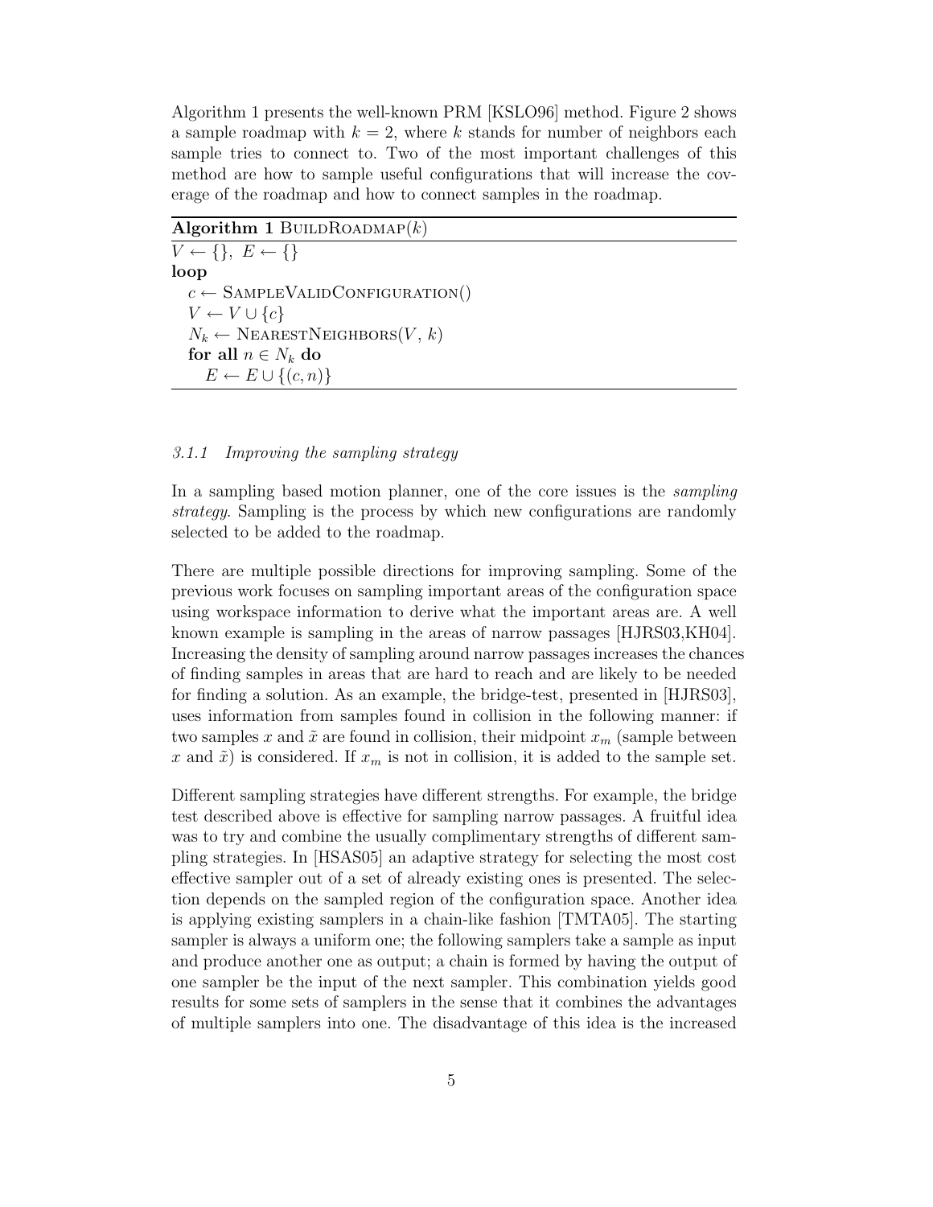Algorithm 1 presents the well-known PRM [KSLO96] method. Figure 2 shows a sample roadmap with $k = 2$, where $k$ stands for number of neighbors each sample tries to connect to. Two of the most important challenges of this method are how to sample useful configurations that will increase the coverage of the roadmap and how to connect samples in the roadmap.

**Algorithm 1** BUILDROADMAP($k$)

$V \leftarrow \{\},\ E \leftarrow \{\}$
**loop**
  $c \leftarrow$ SAMPLEVALIDCONFIGURATION()
  $V \leftarrow V \cup \{c\}$
  $N_k \leftarrow$ NEARESTNEIGHBORS($V$, $k$)
  **for all** $n \in N_k$ **do**
    $E \leftarrow E \cup \{(c, n)\}$

### *3.1.1 Improving the sampling strategy*

In a sampling based motion planner, one of the core issues is the *sampling strategy*. Sampling is the process by which new configurations are randomly selected to be added to the roadmap.

There are multiple possible directions for improving sampling. Some of the previous work focuses on sampling important areas of the configuration space using workspace information to derive what the important areas are. A well known example is sampling in the areas of narrow passages [HJRS03,KH04]. Increasing the density of sampling around narrow passages increases the chances of finding samples in areas that are hard to reach and are likely to be needed for finding a solution. As an example, the bridge-test, presented in [HJRS03], uses information from samples found in collision in the following manner: if two samples $x$ and $\tilde{x}$ are found in collision, their midpoint $x_m$ (sample between $x$ and $\tilde{x}$) is considered. If $x_m$ is not in collision, it is added to the sample set.

Different sampling strategies have different strengths. For example, the bridge test described above is effective for sampling narrow passages. A fruitful idea was to try and combine the usually complimentary strengths of different sampling strategies. In [HSAS05] an adaptive strategy for selecting the most cost effective sampler out of a set of already existing ones is presented. The selection depends on the sampled region of the configuration space. Another idea is applying existing samplers in a chain-like fashion [TMTA05]. The starting sampler is always a uniform one; the following samplers take a sample as input and produce another one as output; a chain is formed by having the output of one sampler be the input of the next sampler. This combination yields good results for some sets of samplers in the sense that it combines the advantages of multiple samplers into one. The disadvantage of this idea is the increased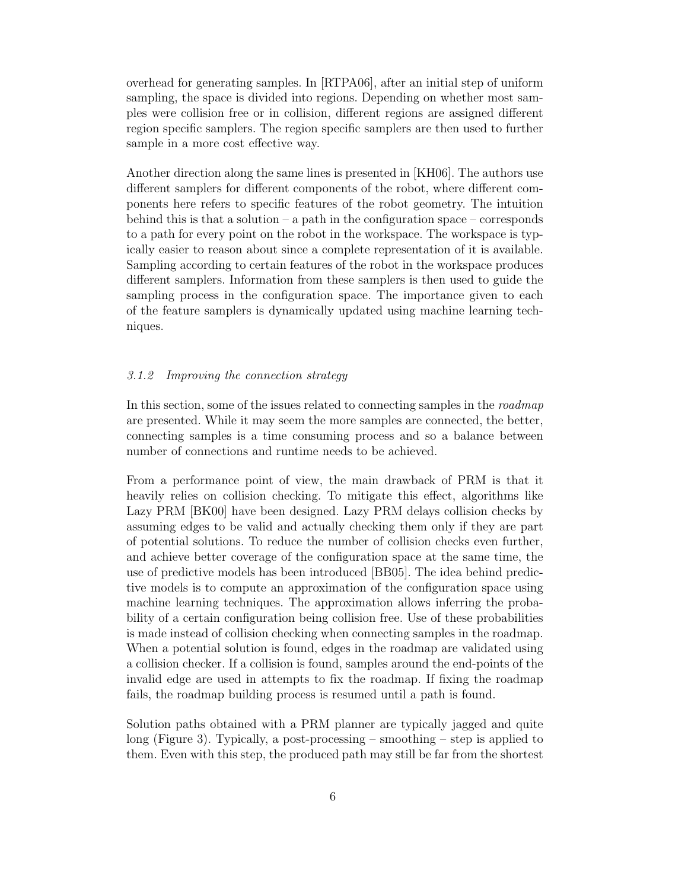overhead for generating samples. In [RTPA06], after an initial step of uniform sampling, the space is divided into regions. Depending on whether most samples were collision free or in collision, different regions are assigned different region specific samplers. The region specific samplers are then used to further sample in a more cost effective way.

Another direction along the same lines is presented in [KH06]. The authors use different samplers for different components of the robot, where different components here refers to specific features of the robot geometry. The intuition behind this is that a solution – a path in the configuration space – corresponds to a path for every point on the robot in the workspace. The workspace is typically easier to reason about since a complete representation of it is available. Sampling according to certain features of the robot in the workspace produces different samplers. Information from these samplers is then used to guide the sampling process in the configuration space. The importance given to each of the feature samplers is dynamically updated using machine learning techniques.

### *3.1.2 Improving the connection strategy*

In this section, some of the issues related to connecting samples in the *roadmap* are presented. While it may seem the more samples are connected, the better, connecting samples is a time consuming process and so a balance between number of connections and runtime needs to be achieved.

From a performance point of view, the main drawback of PRM is that it heavily relies on collision checking. To mitigate this effect, algorithms like Lazy PRM [BK00] have been designed. Lazy PRM delays collision checks by assuming edges to be valid and actually checking them only if they are part of potential solutions. To reduce the number of collision checks even further, and achieve better coverage of the configuration space at the same time, the use of predictive models has been introduced [BB05]. The idea behind predictive models is to compute an approximation of the configuration space using machine learning techniques. The approximation allows inferring the probability of a certain configuration being collision free. Use of these probabilities is made instead of collision checking when connecting samples in the roadmap. When a potential solution is found, edges in the roadmap are validated using a collision checker. If a collision is found, samples around the end-points of the invalid edge are used in attempts to fix the roadmap. If fixing the roadmap fails, the roadmap building process is resumed until a path is found.

Solution paths obtained with a PRM planner are typically jagged and quite long (Figure 3). Typically, a post-processing – smoothing – step is applied to them. Even with this step, the produced path may still be far from the shortest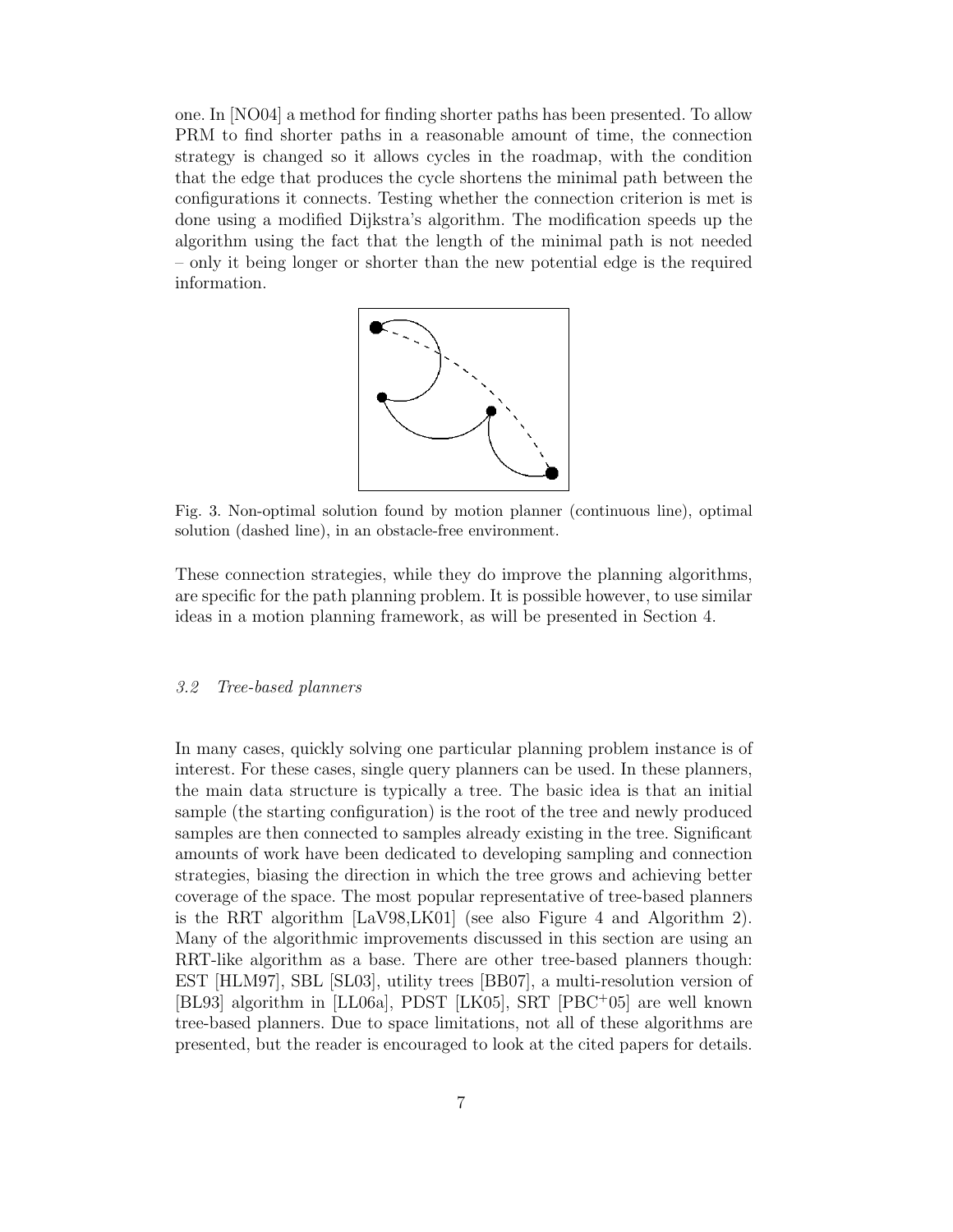one. In [NO04] a method for finding shorter paths has been presented. To allow PRM to find shorter paths in a reasonable amount of time, the connection strategy is changed so it allows cycles in the roadmap, with the condition that the edge that produces the cycle shortens the minimal path between the configurations it connects. Testing whether the connection criterion is met is done using a modified Dijkstra's algorithm. The modification speeds up the algorithm using the fact that the length of the minimal path is not needed – only it being longer or shorter than the new potential edge is the required information.

Fig. 3. Non-optimal solution found by motion planner (continuous line), optimal solution (dashed line), in an obstacle-free environment.

These connection strategies, while they do improve the planning algorithms, are specific for the path planning problem. It is possible however, to use similar ideas in a motion planning framework, as will be presented in Section 4.

### *3.2 Tree-based planners*

In many cases, quickly solving one particular planning problem instance is of interest. For these cases, single query planners can be used. In these planners, the main data structure is typically a tree. The basic idea is that an initial sample (the starting configuration) is the root of the tree and newly produced samples are then connected to samples already existing in the tree. Significant amounts of work have been dedicated to developing sampling and connection strategies, biasing the direction in which the tree grows and achieving better coverage of the space. The most popular representative of tree-based planners is the RRT algorithm [LaV98,LK01] (see also Figure 4 and Algorithm 2). Many of the algorithmic improvements discussed in this section are using an RRT-like algorithm as a base. There are other tree-based planners though: EST [HLM97], SBL [SL03], utility trees [BB07], a multi-resolution version of [BL93] algorithm in [LL06a], PDST [LK05], SRT [PBC+05] are well known tree-based planners. Due to space limitations, not all of these algorithms are presented, but the reader is encouraged to look at the cited papers for details.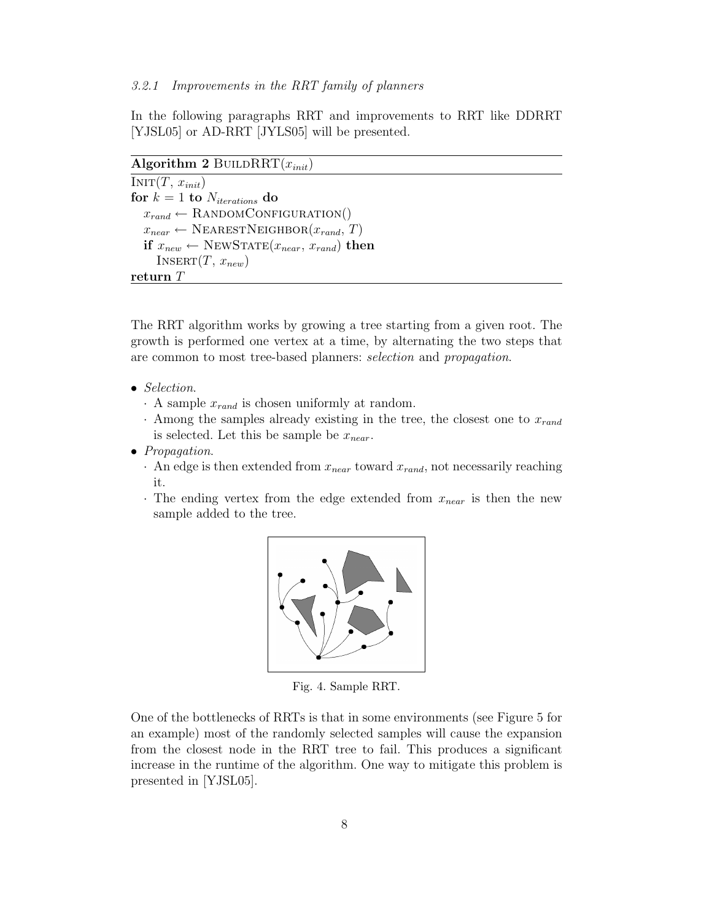### 3.2.1 Improvements in the RRT family of planners

In the following paragraphs RRT and improvements to RRT like DDRRT [YJSL05] or AD-RRT [JYLS05] will be presented.

**Algorithm 2** BUILDRRT($x_{init}$)

```
INIT(T, x_init)
for k = 1 to N_iterations do
    x_rand ← RANDOMCONFIGURATION()
    x_near ← NEARESTNEIGHBOR(x_rand, T)
    if x_new ← NEWSTATE(x_near, x_rand) then
        INSERT(T, x_new)
return T
```

The RRT algorithm works by growing a tree starting from a given root. The growth is performed one vertex at a time, by alternating the two steps that are common to most tree-based planners: *selection* and *propagation*.

- *Selection*.
  - A sample $x_{rand}$ is chosen uniformly at random.
  - Among the samples already existing in the tree, the closest one to $x_{rand}$ is selected. Let this be sample be $x_{near}$.
- *Propagation*.
  - An edge is then extended from $x_{near}$ toward $x_{rand}$, not necessarily reaching it.
  - The ending vertex from the edge extended from $x_{near}$ is then the new sample added to the tree.

Fig. 4. Sample RRT.

One of the bottlenecks of RRTs is that in some environments (see Figure 5 for an example) most of the randomly selected samples will cause the expansion from the closest node in the RRT tree to fail. This produces a significant increase in the runtime of the algorithm. One way to mitigate this problem is presented in [YJSL05].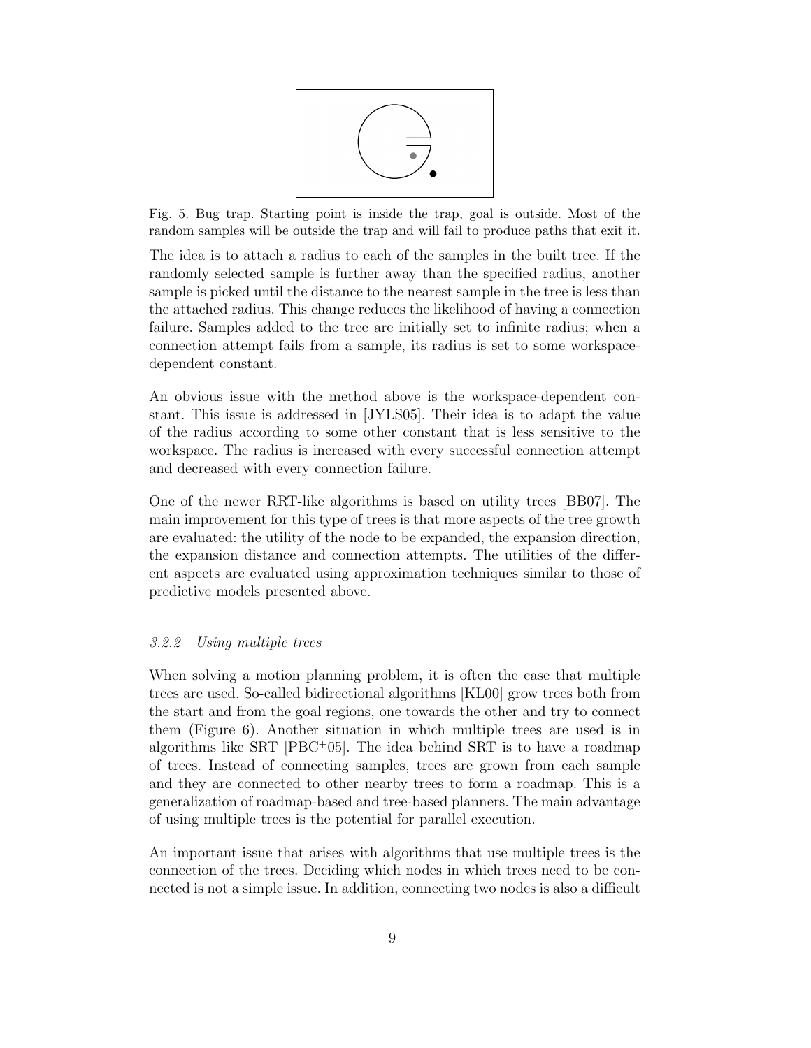Fig. 5. Bug trap. Starting point is inside the trap, goal is outside. Most of the random samples will be outside the trap and will fail to produce paths that exit it.

The idea is to attach a radius to each of the samples in the built tree. If the randomly selected sample is further away than the specified radius, another sample is picked until the distance to the nearest sample in the tree is less than the attached radius. This change reduces the likelihood of having a connection failure. Samples added to the tree are initially set to infinite radius; when a connection attempt fails from a sample, its radius is set to some workspace-dependent constant.

An obvious issue with the method above is the workspace-dependent constant. This issue is addressed in [JYLS05]. Their idea is to adapt the value of the radius according to some other constant that is less sensitive to the workspace. The radius is increased with every successful connection attempt and decreased with every connection failure.

One of the newer RRT-like algorithms is based on utility trees [BB07]. The main improvement for this type of trees is that more aspects of the tree growth are evaluated: the utility of the node to be expanded, the expansion direction, the expansion distance and connection attempts. The utilities of the different aspects are evaluated using approximation techniques similar to those of predictive models presented above.

### *3.2.2 Using multiple trees*

When solving a motion planning problem, it is often the case that multiple trees are used. So-called bidirectional algorithms [KL00] grow trees both from the start and from the goal regions, one towards the other and try to connect them (Figure 6). Another situation in which multiple trees are used is in algorithms like SRT [PBC+05]. The idea behind SRT is to have a roadmap of trees. Instead of connecting samples, trees are grown from each sample and they are connected to other nearby trees to form a roadmap. This is a generalization of roadmap-based and tree-based planners. The main advantage of using multiple trees is the potential for parallel execution.

An important issue that arises with algorithms that use multiple trees is the connection of the trees. Deciding which nodes in which trees need to be connected is not a simple issue. In addition, connecting two nodes is also a difficult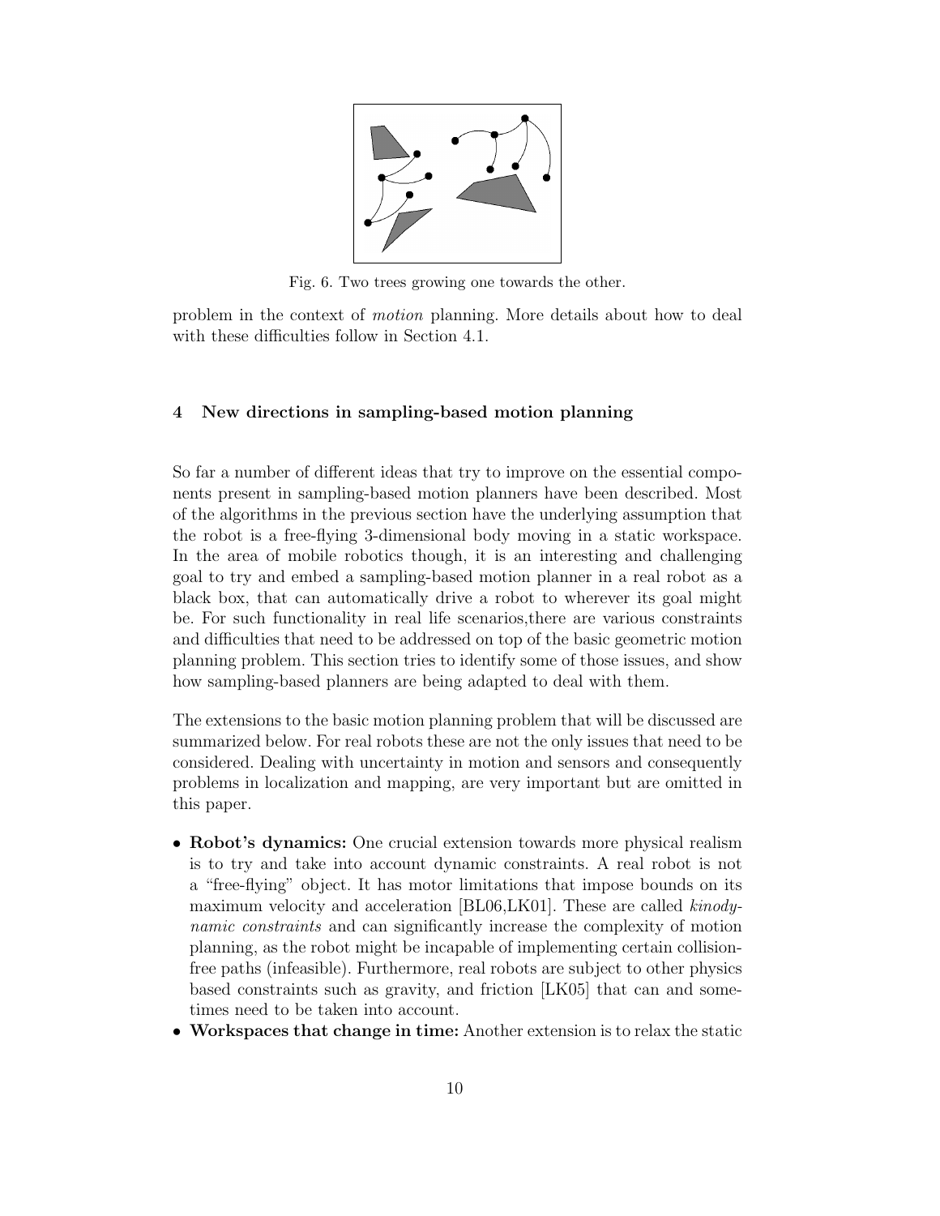Fig. 6. Two trees growing one towards the other.

problem in the context of *motion* planning. More details about how to deal with these difficulties follow in Section 4.1.

## 4 New directions in sampling-based motion planning

So far a number of different ideas that try to improve on the essential components present in sampling-based motion planners have been described. Most of the algorithms in the previous section have the underlying assumption that the robot is a free-flying 3-dimensional body moving in a static workspace. In the area of mobile robotics though, it is an interesting and challenging goal to try and embed a sampling-based motion planner in a real robot as a black box, that can automatically drive a robot to wherever its goal might be. For such functionality in real life scenarios,there are various constraints and difficulties that need to be addressed on top of the basic geometric motion planning problem. This section tries to identify some of those issues, and show how sampling-based planners are being adapted to deal with them.

The extensions to the basic motion planning problem that will be discussed are summarized below. For real robots these are not the only issues that need to be considered. Dealing with uncertainty in motion and sensors and consequently problems in localization and mapping, are very important but are omitted in this paper.

- **Robot's dynamics:** One crucial extension towards more physical realism is to try and take into account dynamic constraints. A real robot is not a "free-flying" object. It has motor limitations that impose bounds on its maximum velocity and acceleration [BL06,LK01]. These are called *kinodynamic constraints* and can significantly increase the complexity of motion planning, as the robot might be incapable of implementing certain collision-free paths (infeasible). Furthermore, real robots are subject to other physics based constraints such as gravity, and friction [LK05] that can and sometimes need to be taken into account.
- **Workspaces that change in time:** Another extension is to relax the static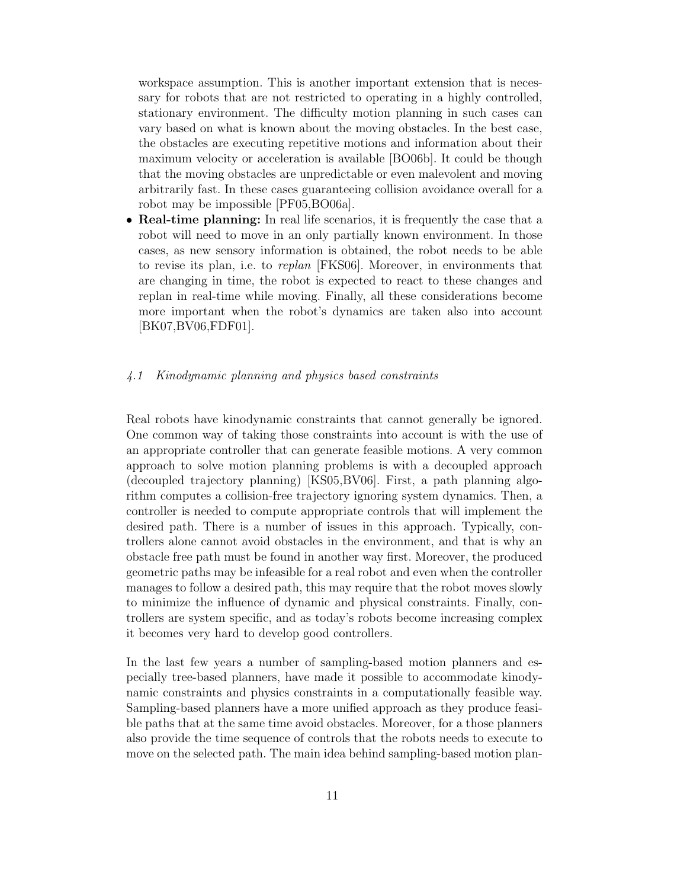workspace assumption. This is another important extension that is necessary for robots that are not restricted to operating in a highly controlled, stationary environment. The difficulty motion planning in such cases can vary based on what is known about the moving obstacles. In the best case, the obstacles are executing repetitive motions and information about their maximum velocity or acceleration is available [BO06b]. It could be though that the moving obstacles are unpredictable or even malevolent and moving arbitrarily fast. In these cases guaranteeing collision avoidance overall for a robot may be impossible [PF05,BO06a].

- **Real-time planning:** In real life scenarios, it is frequently the case that a robot will need to move in an only partially known environment. In those cases, as new sensory information is obtained, the robot needs to be able to revise its plan, i.e. to *replan* [FKS06]. Moreover, in environments that are changing in time, the robot is expected to react to these changes and replan in real-time while moving. Finally, all these considerations become more important when the robot's dynamics are taken also into account [BK07,BV06,FDF01].

### *4.1 Kinodynamic planning and physics based constraints*

Real robots have kinodynamic constraints that cannot generally be ignored. One common way of taking those constraints into account is with the use of an appropriate controller that can generate feasible motions. A very common approach to solve motion planning problems is with a decoupled approach (decoupled trajectory planning) [KS05,BV06]. First, a path planning algorithm computes a collision-free trajectory ignoring system dynamics. Then, a controller is needed to compute appropriate controls that will implement the desired path. There is a number of issues in this approach. Typically, controllers alone cannot avoid obstacles in the environment, and that is why an obstacle free path must be found in another way first. Moreover, the produced geometric paths may be infeasible for a real robot and even when the controller manages to follow a desired path, this may require that the robot moves slowly to minimize the influence of dynamic and physical constraints. Finally, controllers are system specific, and as today's robots become increasing complex it becomes very hard to develop good controllers.

In the last few years a number of sampling-based motion planners and especially tree-based planners, have made it possible to accommodate kinodynamic constraints and physics constraints in a computationally feasible way. Sampling-based planners have a more unified approach as they produce feasible paths that at the same time avoid obstacles. Moreover, for a those planners also provide the time sequence of controls that the robots needs to execute to move on the selected path. The main idea behind sampling-based motion plan-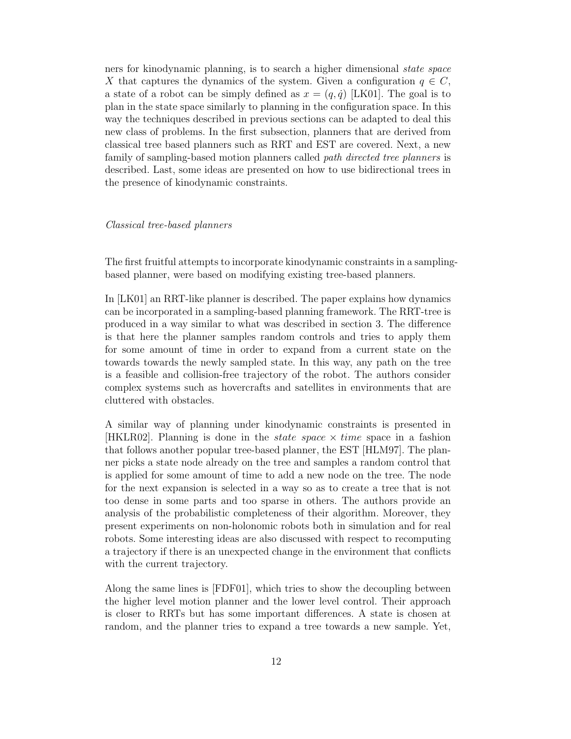ners for kinodynamic planning, is to search a higher dimensional *state space* $X$ that captures the dynamics of the system. Given a configuration $q \in C$, a state of a robot can be simply defined as $x = (q, \dot{q})$ [LK01]. The goal is to plan in the state space similarly to planning in the configuration space. In this way the techniques described in previous sections can be adapted to deal this new class of problems. In the first subsection, planners that are derived from classical tree based planners such as RRT and EST are covered. Next, a new family of sampling-based motion planners called *path directed tree planners* is described. Last, some ideas are presented on how to use bidirectional trees in the presence of kinodynamic constraints.

*Classical tree-based planners*

The first fruitful attempts to incorporate kinodynamic constraints in a sampling-based planner, were based on modifying existing tree-based planners.

In [LK01] an RRT-like planner is described. The paper explains how dynamics can be incorporated in a sampling-based planning framework. The RRT-tree is produced in a way similar to what was described in section 3. The difference is that here the planner samples random controls and tries to apply them for some amount of time in order to expand from a current state on the towards towards the newly sampled state. In this way, any path on the tree is a feasible and collision-free trajectory of the robot. The authors consider complex systems such as hovercrafts and satellites in environments that are cluttered with obstacles.

A similar way of planning under kinodynamic constraints is presented in [HKLR02]. Planning is done in the *state space* $\times$ *time* space in a fashion that follows another popular tree-based planner, the EST [HLM97]. The planner picks a state node already on the tree and samples a random control that is applied for some amount of time to add a new node on the tree. The node for the next expansion is selected in a way so as to create a tree that is not too dense in some parts and too sparse in others. The authors provide an analysis of the probabilistic completeness of their algorithm. Moreover, they present experiments on non-holonomic robots both in simulation and for real robots. Some interesting ideas are also discussed with respect to recomputing a trajectory if there is an unexpected change in the environment that conflicts with the current trajectory.

Along the same lines is [FDF01], which tries to show the decoupling between the higher level motion planner and the lower level control. Their approach is closer to RRTs but has some important differences. A state is chosen at random, and the planner tries to expand a tree towards a new sample. Yet,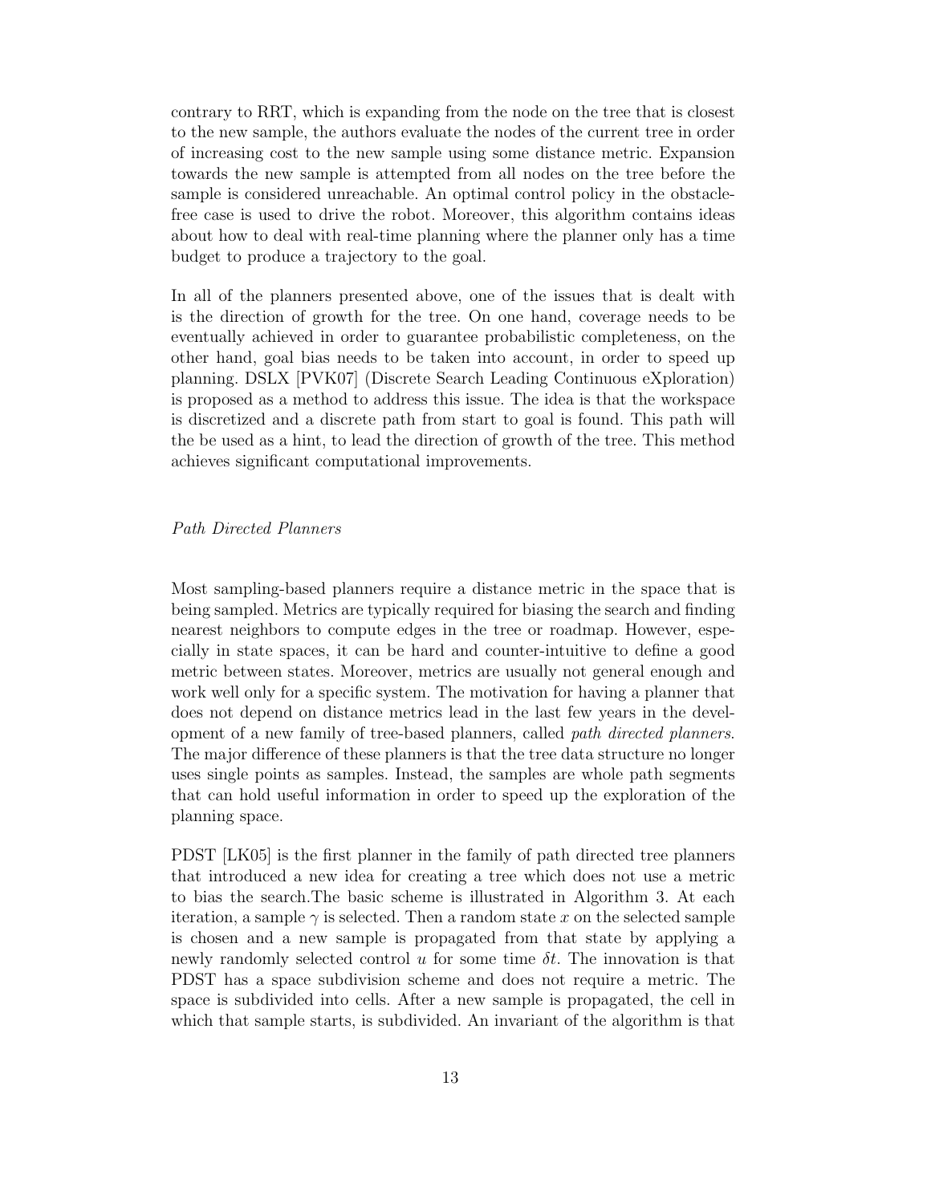contrary to RRT, which is expanding from the node on the tree that is closest to the new sample, the authors evaluate the nodes of the current tree in order of increasing cost to the new sample using some distance metric. Expansion towards the new sample is attempted from all nodes on the tree before the sample is considered unreachable. An optimal control policy in the obstacle-free case is used to drive the robot. Moreover, this algorithm contains ideas about how to deal with real-time planning where the planner only has a time budget to produce a trajectory to the goal.

In all of the planners presented above, one of the issues that is dealt with is the direction of growth for the tree. On one hand, coverage needs to be eventually achieved in order to guarantee probabilistic completeness, on the other hand, goal bias needs to be taken into account, in order to speed up planning. DSLX [PVK07] (Discrete Search Leading Continuous eXploration) is proposed as a method to address this issue. The idea is that the workspace is discretized and a discrete path from start to goal is found. This path will the be used as a hint, to lead the direction of growth of the tree. This method achieves significant computational improvements.

*Path Directed Planners*

Most sampling-based planners require a distance metric in the space that is being sampled. Metrics are typically required for biasing the search and finding nearest neighbors to compute edges in the tree or roadmap. However, especially in state spaces, it can be hard and counter-intuitive to define a good metric between states. Moreover, metrics are usually not general enough and work well only for a specific system. The motivation for having a planner that does not depend on distance metrics lead in the last few years in the development of a new family of tree-based planners, called *path directed planners*. The major difference of these planners is that the tree data structure no longer uses single points as samples. Instead, the samples are whole path segments that can hold useful information in order to speed up the exploration of the planning space.

PDST [LK05] is the first planner in the family of path directed tree planners that introduced a new idea for creating a tree which does not use a metric to bias the search.The basic scheme is illustrated in Algorithm 3. At each iteration, a sample $\gamma$ is selected. Then a random state $x$ on the selected sample is chosen and a new sample is propagated from that state by applying a newly randomly selected control $u$ for some time $\delta t$. The innovation is that PDST has a space subdivision scheme and does not require a metric. The space is subdivided into cells. After a new sample is propagated, the cell in which that sample starts, is subdivided. An invariant of the algorithm is that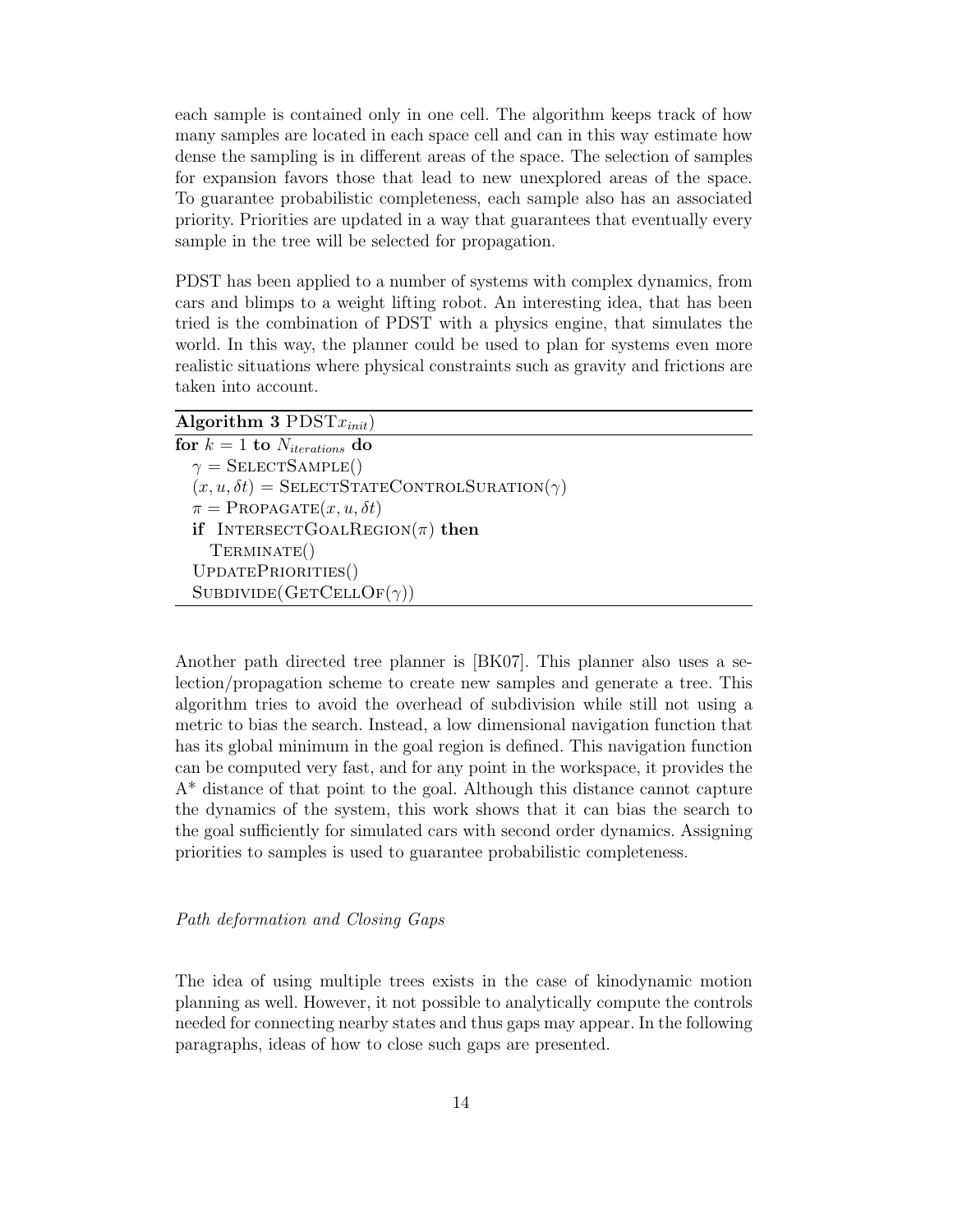each sample is contained only in one cell. The algorithm keeps track of how many samples are located in each space cell and can in this way estimate how dense the sampling is in different areas of the space. The selection of samples for expansion favors those that lead to new unexplored areas of the space. To guarantee probabilistic completeness, each sample also has an associated priority. Priorities are updated in a way that guarantees that eventually every sample in the tree will be selected for propagation.

PDST has been applied to a number of systems with complex dynamics, from cars and blimps to a weight lifting robot. An interesting idea, that has been tried is the combination of PDST with a physics engine, that simulates the world. In this way, the planner could be used to plan for systems even more realistic situations where physical constraints such as gravity and frictions are taken into account.

**Algorithm 3** PDST$x_{init}$)

```
for k = 1 to N_iterations do
  γ = SelectSample()
  (x, u, δt) = SelectStateControlSuration(γ)
  π = Propagate(x, u, δt)
  if IntersectGoalRegion(π) then
    Terminate()
  UpdatePriorities()
  Subdivide(GetCellOf(γ))
```

Another path directed tree planner is [BK07]. This planner also uses a selection/propagation scheme to create new samples and generate a tree. This algorithm tries to avoid the overhead of subdivision while still not using a metric to bias the search. Instead, a low dimensional navigation function that has its global minimum in the goal region is defined. This navigation function can be computed very fast, and for any point in the workspace, it provides the A* distance of that point to the goal. Although this distance cannot capture the dynamics of the system, this work shows that it can bias the search to the goal sufficiently for simulated cars with second order dynamics. Assigning priorities to samples is used to guarantee probabilistic completeness.

*Path deformation and Closing Gaps*

The idea of using multiple trees exists in the case of kinodynamic motion planning as well. However, it not possible to analytically compute the controls needed for connecting nearby states and thus gaps may appear. In the following paragraphs, ideas of how to close such gaps are presented.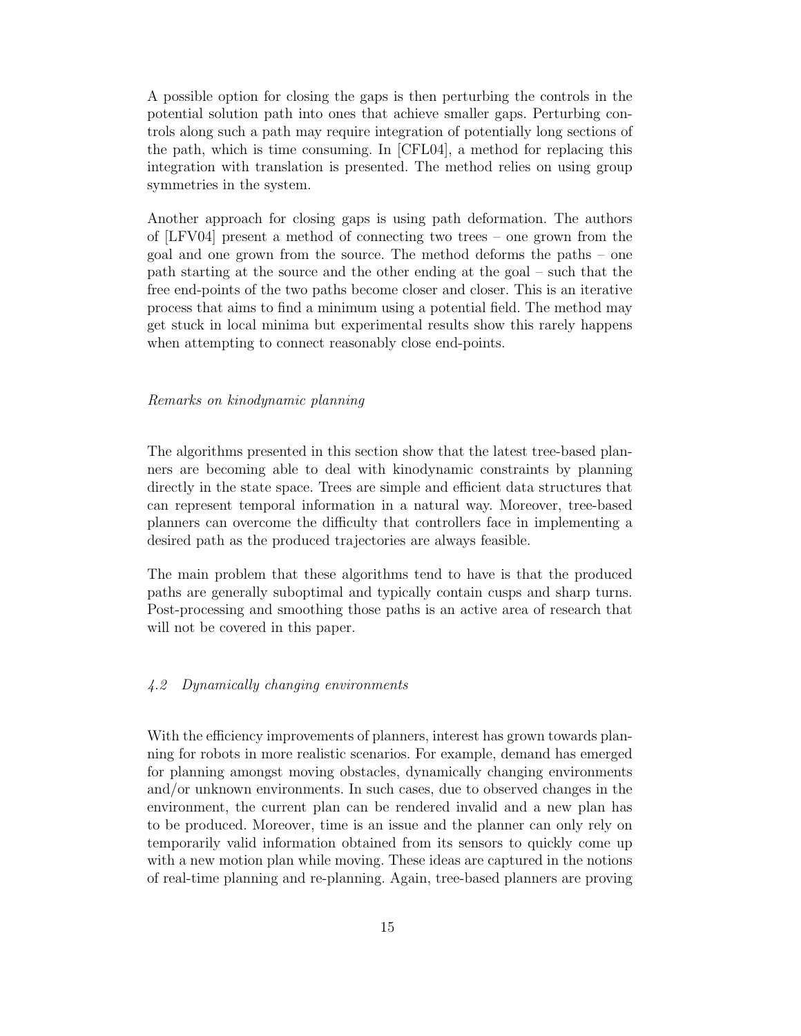A possible option for closing the gaps is then perturbing the controls in the potential solution path into ones that achieve smaller gaps. Perturbing controls along such a path may require integration of potentially long sections of the path, which is time consuming. In [CFL04], a method for replacing this integration with translation is presented. The method relies on using group symmetries in the system.

Another approach for closing gaps is using path deformation. The authors of [LFV04] present a method of connecting two trees – one grown from the goal and one grown from the source. The method deforms the paths – one path starting at the source and the other ending at the goal – such that the free end-points of the two paths become closer and closer. This is an iterative process that aims to find a minimum using a potential field. The method may get stuck in local minima but experimental results show this rarely happens when attempting to connect reasonably close end-points.

*Remarks on kinodynamic planning*

The algorithms presented in this section show that the latest tree-based planners are becoming able to deal with kinodynamic constraints by planning directly in the state space. Trees are simple and efficient data structures that can represent temporal information in a natural way. Moreover, tree-based planners can overcome the difficulty that controllers face in implementing a desired path as the produced trajectories are always feasible.

The main problem that these algorithms tend to have is that the produced paths are generally suboptimal and typically contain cusps and sharp turns. Post-processing and smoothing those paths is an active area of research that will not be covered in this paper.

### *4.2 Dynamically changing environments*

With the efficiency improvements of planners, interest has grown towards planning for robots in more realistic scenarios. For example, demand has emerged for planning amongst moving obstacles, dynamically changing environments and/or unknown environments. In such cases, due to observed changes in the environment, the current plan can be rendered invalid and a new plan has to be produced. Moreover, time is an issue and the planner can only rely on temporarily valid information obtained from its sensors to quickly come up with a new motion plan while moving. These ideas are captured in the notions of real-time planning and re-planning. Again, tree-based planners are proving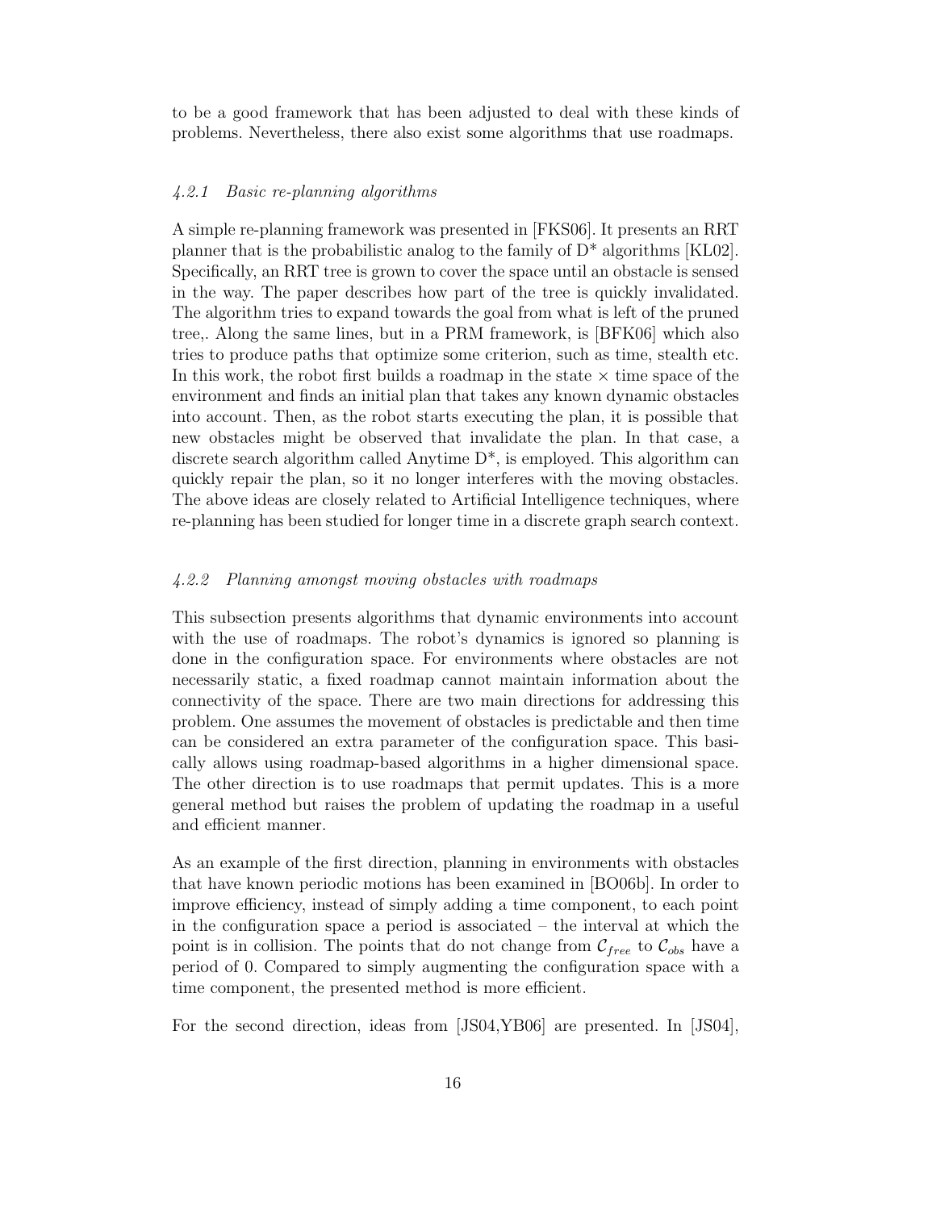to be a good framework that has been adjusted to deal with these kinds of problems. Nevertheless, there also exist some algorithms that use roadmaps.

### *4.2.1 Basic re-planning algorithms*

A simple re-planning framework was presented in [FKS06]. It presents an RRT planner that is the probabilistic analog to the family of D* algorithms [KL02]. Specifically, an RRT tree is grown to cover the space until an obstacle is sensed in the way. The paper describes how part of the tree is quickly invalidated. The algorithm tries to expand towards the goal from what is left of the pruned tree,. Along the same lines, but in a PRM framework, is [BFK06] which also tries to produce paths that optimize some criterion, such as time, stealth etc. In this work, the robot first builds a roadmap in the state $\times$ time space of the environment and finds an initial plan that takes any known dynamic obstacles into account. Then, as the robot starts executing the plan, it is possible that new obstacles might be observed that invalidate the plan. In that case, a discrete search algorithm called Anytime D*, is employed. This algorithm can quickly repair the plan, so it no longer interferes with the moving obstacles. The above ideas are closely related to Artificial Intelligence techniques, where re-planning has been studied for longer time in a discrete graph search context.

### *4.2.2 Planning amongst moving obstacles with roadmaps*

This subsection presents algorithms that dynamic environments into account with the use of roadmaps. The robot's dynamics is ignored so planning is done in the configuration space. For environments where obstacles are not necessarily static, a fixed roadmap cannot maintain information about the connectivity of the space. There are two main directions for addressing this problem. One assumes the movement of obstacles is predictable and then time can be considered an extra parameter of the configuration space. This basically allows using roadmap-based algorithms in a higher dimensional space. The other direction is to use roadmaps that permit updates. This is a more general method but raises the problem of updating the roadmap in a useful and efficient manner.

As an example of the first direction, planning in environments with obstacles that have known periodic motions has been examined in [BO06b]. In order to improve efficiency, instead of simply adding a time component, to each point in the configuration space a period is associated – the interval at which the point is in collision. The points that do not change from $\mathcal{C}_{free}$ to $\mathcal{C}_{obs}$ have a period of 0. Compared to simply augmenting the configuration space with a time component, the presented method is more efficient.

For the second direction, ideas from [JS04,YB06] are presented. In [JS04],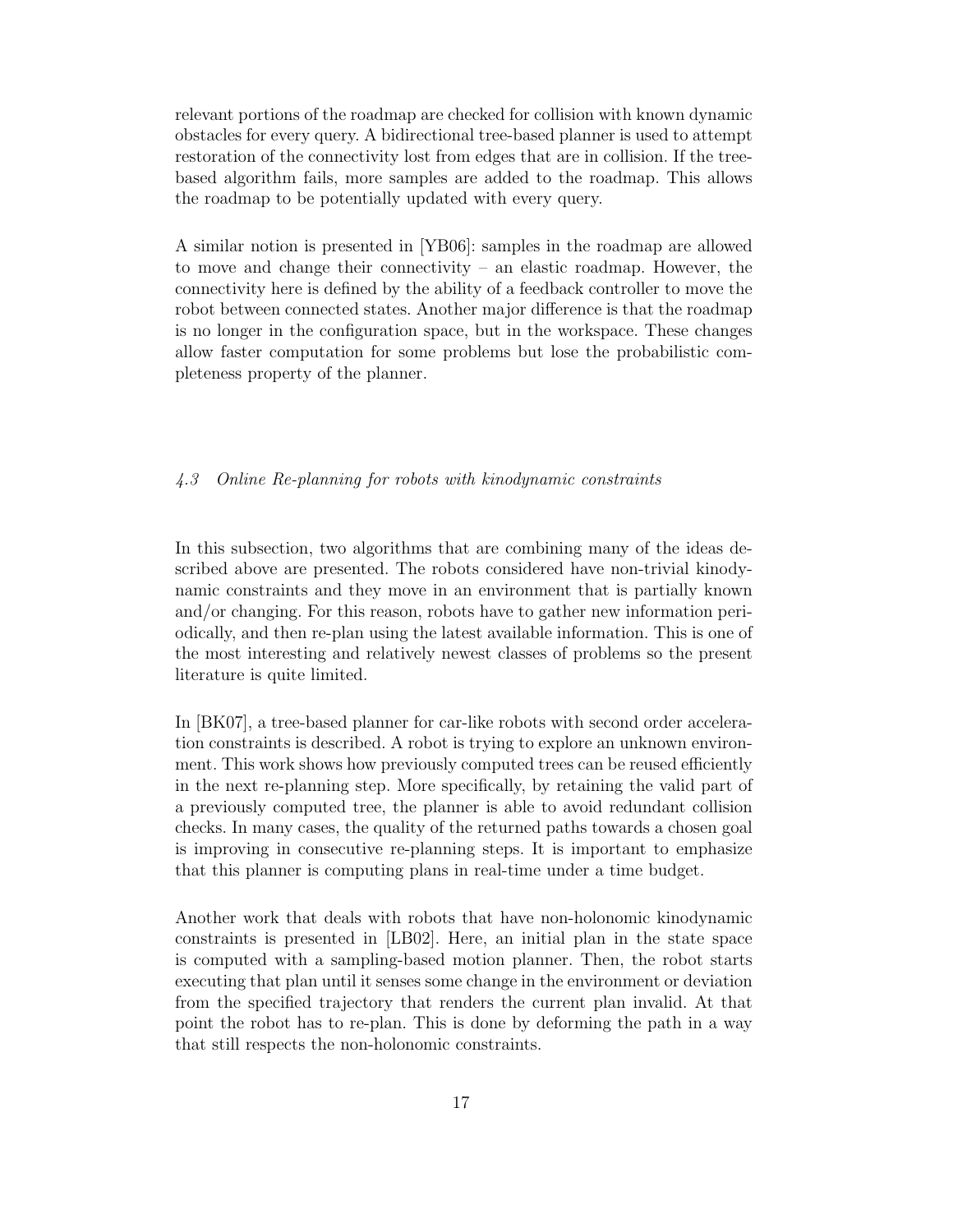relevant portions of the roadmap are checked for collision with known dynamic obstacles for every query. A bidirectional tree-based planner is used to attempt restoration of the connectivity lost from edges that are in collision. If the tree-based algorithm fails, more samples are added to the roadmap. This allows the roadmap to be potentially updated with every query.

A similar notion is presented in [YB06]: samples in the roadmap are allowed to move and change their connectivity – an elastic roadmap. However, the connectivity here is defined by the ability of a feedback controller to move the robot between connected states. Another major difference is that the roadmap is no longer in the configuration space, but in the workspace. These changes allow faster computation for some problems but lose the probabilistic completeness property of the planner.

### *4.3 Online Re-planning for robots with kinodynamic constraints*

In this subsection, two algorithms that are combining many of the ideas described above are presented. The robots considered have non-trivial kinodynamic constraints and they move in an environment that is partially known and/or changing. For this reason, robots have to gather new information periodically, and then re-plan using the latest available information. This is one of the most interesting and relatively newest classes of problems so the present literature is quite limited.

In [BK07], a tree-based planner for car-like robots with second order acceleration constraints is described. A robot is trying to explore an unknown environment. This work shows how previously computed trees can be reused efficiently in the next re-planning step. More specifically, by retaining the valid part of a previously computed tree, the planner is able to avoid redundant collision checks. In many cases, the quality of the returned paths towards a chosen goal is improving in consecutive re-planning steps. It is important to emphasize that this planner is computing plans in real-time under a time budget.

Another work that deals with robots that have non-holonomic kinodynamic constraints is presented in [LB02]. Here, an initial plan in the state space is computed with a sampling-based motion planner. Then, the robot starts executing that plan until it senses some change in the environment or deviation from the specified trajectory that renders the current plan invalid. At that point the robot has to re-plan. This is done by deforming the path in a way that still respects the non-holonomic constraints.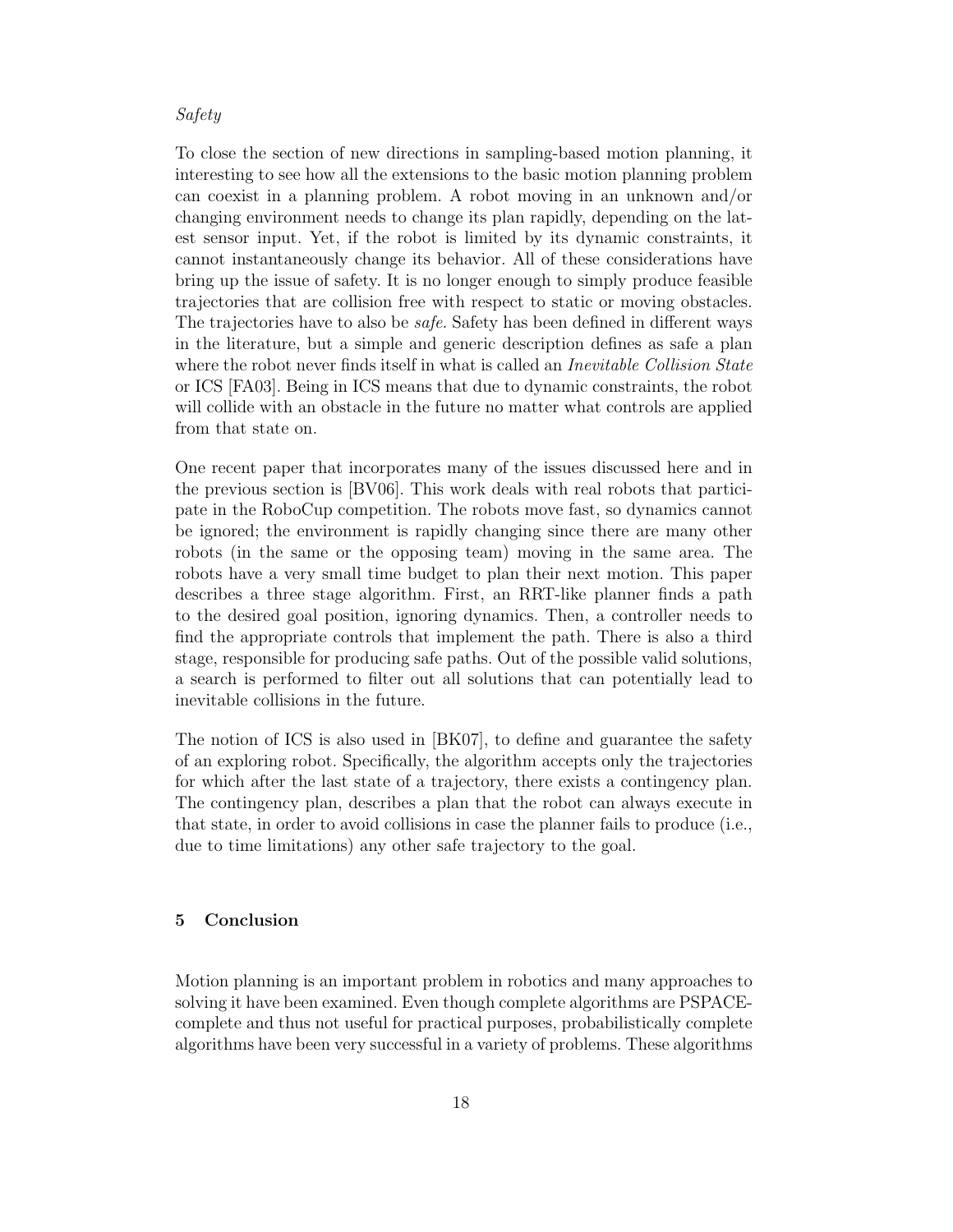*Safety*

To close the section of new directions in sampling-based motion planning, it interesting to see how all the extensions to the basic motion planning problem can coexist in a planning problem. A robot moving in an unknown and/or changing environment needs to change its plan rapidly, depending on the latest sensor input. Yet, if the robot is limited by its dynamic constraints, it cannot instantaneously change its behavior. All of these considerations have bring up the issue of safety. It is no longer enough to simply produce feasible trajectories that are collision free with respect to static or moving obstacles. The trajectories have to also be *safe*. Safety has been defined in different ways in the literature, but a simple and generic description defines as safe a plan where the robot never finds itself in what is called an *Inevitable Collision State* or ICS [FA03]. Being in ICS means that due to dynamic constraints, the robot will collide with an obstacle in the future no matter what controls are applied from that state on.

One recent paper that incorporates many of the issues discussed here and in the previous section is [BV06]. This work deals with real robots that participate in the RoboCup competition. The robots move fast, so dynamics cannot be ignored; the environment is rapidly changing since there are many other robots (in the same or the opposing team) moving in the same area. The robots have a very small time budget to plan their next motion. This paper describes a three stage algorithm. First, an RRT-like planner finds a path to the desired goal position, ignoring dynamics. Then, a controller needs to find the appropriate controls that implement the path. There is also a third stage, responsible for producing safe paths. Out of the possible valid solutions, a search is performed to filter out all solutions that can potentially lead to inevitable collisions in the future.

The notion of ICS is also used in [BK07], to define and guarantee the safety of an exploring robot. Specifically, the algorithm accepts only the trajectories for which after the last state of a trajectory, there exists a contingency plan. The contingency plan, describes a plan that the robot can always execute in that state, in order to avoid collisions in case the planner fails to produce (i.e., due to time limitations) any other safe trajectory to the goal.

## 5 Conclusion

Motion planning is an important problem in robotics and many approaches to solving it have been examined. Even though complete algorithms are PSPACE-complete and thus not useful for practical purposes, probabilistically complete algorithms have been very successful in a variety of problems. These algorithms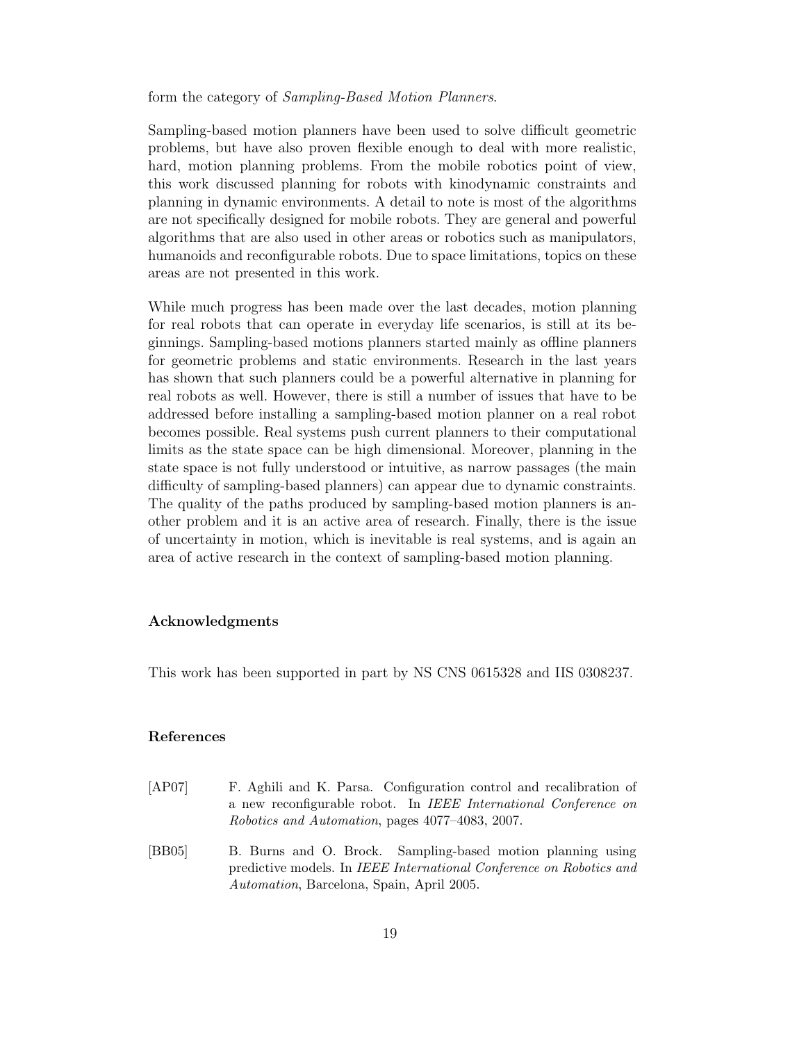form the category of *Sampling-Based Motion Planners*.

Sampling-based motion planners have been used to solve difficult geometric problems, but have also proven flexible enough to deal with more realistic, hard, motion planning problems. From the mobile robotics point of view, this work discussed planning for robots with kinodynamic constraints and planning in dynamic environments. A detail to note is most of the algorithms are not specifically designed for mobile robots. They are general and powerful algorithms that are also used in other areas or robotics such as manipulators, humanoids and reconfigurable robots. Due to space limitations, topics on these areas are not presented in this work.

While much progress has been made over the last decades, motion planning for real robots that can operate in everyday life scenarios, is still at its beginnings. Sampling-based motions planners started mainly as offline planners for geometric problems and static environments. Research in the last years has shown that such planners could be a powerful alternative in planning for real robots as well. However, there is still a number of issues that have to be addressed before installing a sampling-based motion planner on a real robot becomes possible. Real systems push current planners to their computational limits as the state space can be high dimensional. Moreover, planning in the state space is not fully understood or intuitive, as narrow passages (the main difficulty of sampling-based planners) can appear due to dynamic constraints. The quality of the paths produced by sampling-based motion planners is another problem and it is an active area of research. Finally, there is the issue of uncertainty in motion, which is inevitable is real systems, and is again an area of active research in the context of sampling-based motion planning.

### Acknowledgments

This work has been supported in part by NS CNS 0615328 and IIS 0308237.

### References

[AP07] F. Aghili and K. Parsa. Configuration control and recalibration of a new reconfigurable robot. In *IEEE International Conference on Robotics and Automation*, pages 4077–4083, 2007.

[BB05] B. Burns and O. Brock. Sampling-based motion planning using predictive models. In *IEEE International Conference on Robotics and Automation*, Barcelona, Spain, April 2005.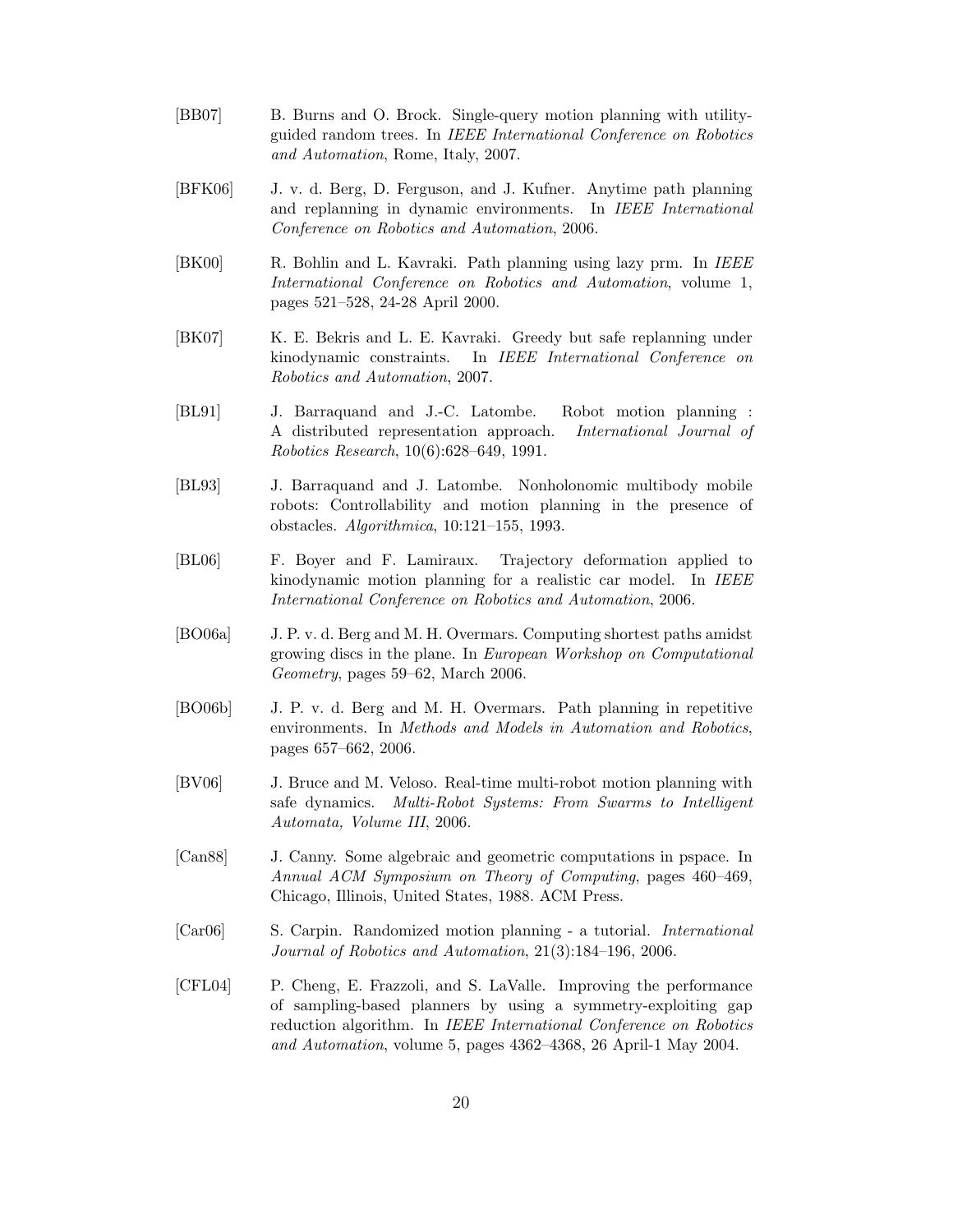[BB07] B. Burns and O. Brock. Single-query motion planning with utility-guided random trees. In *IEEE International Conference on Robotics and Automation*, Rome, Italy, 2007.

[BFK06] J. v. d. Berg, D. Ferguson, and J. Kufner. Anytime path planning and replanning in dynamic environments. In *IEEE International Conference on Robotics and Automation*, 2006.

[BK00] R. Bohlin and L. Kavraki. Path planning using lazy prm. In *IEEE International Conference on Robotics and Automation*, volume 1, pages 521–528, 24-28 April 2000.

[BK07] K. E. Bekris and L. E. Kavraki. Greedy but safe replanning under kinodynamic constraints. In *IEEE International Conference on Robotics and Automation*, 2007.

[BL91] J. Barraquand and J.-C. Latombe. Robot motion planning : A distributed representation approach. *International Journal of Robotics Research*, 10(6):628–649, 1991.

[BL93] J. Barraquand and J. Latombe. Nonholonomic multibody mobile robots: Controllability and motion planning in the presence of obstacles. *Algorithmica*, 10:121–155, 1993.

[BL06] F. Boyer and F. Lamiraux. Trajectory deformation applied to kinodynamic motion planning for a realistic car model. In *IEEE International Conference on Robotics and Automation*, 2006.

[BO06a] J. P. v. d. Berg and M. H. Overmars. Computing shortest paths amidst growing discs in the plane. In *European Workshop on Computational Geometry*, pages 59–62, March 2006.

[BO06b] J. P. v. d. Berg and M. H. Overmars. Path planning in repetitive environments. In *Methods and Models in Automation and Robotics*, pages 657–662, 2006.

[BV06] J. Bruce and M. Veloso. Real-time multi-robot motion planning with safe dynamics. *Multi-Robot Systems: From Swarms to Intelligent Automata, Volume III*, 2006.

[Can88] J. Canny. Some algebraic and geometric computations in pspace. In *Annual ACM Symposium on Theory of Computing*, pages 460–469, Chicago, Illinois, United States, 1988. ACM Press.

[Car06] S. Carpin. Randomized motion planning - a tutorial. *International Journal of Robotics and Automation*, 21(3):184–196, 2006.

[CFL04] P. Cheng, E. Frazzoli, and S. LaValle. Improving the performance of sampling-based planners by using a symmetry-exploiting gap reduction algorithm. In *IEEE International Conference on Robotics and Automation*, volume 5, pages 4362–4368, 26 April-1 May 2004.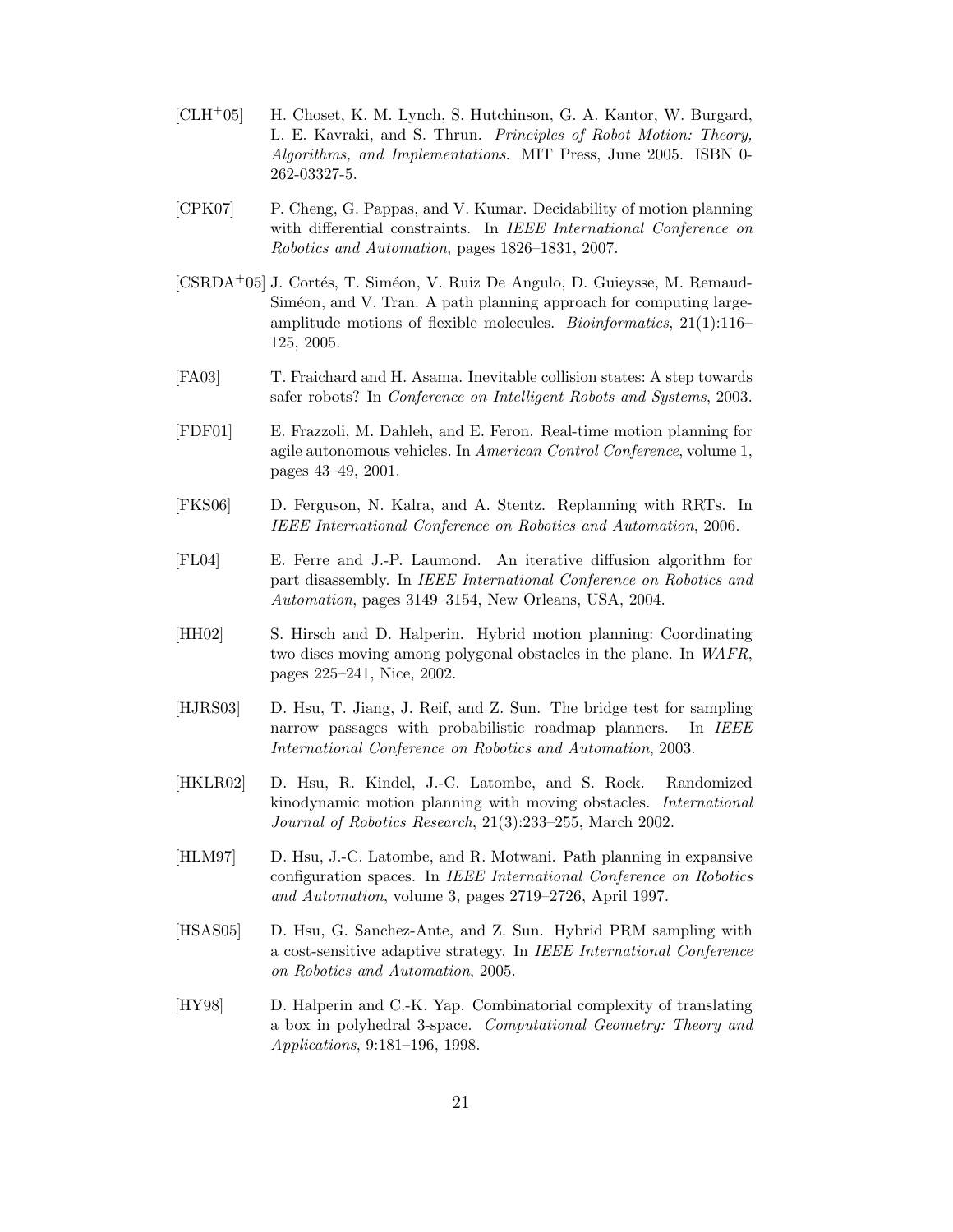[CLH+05] H. Choset, K. M. Lynch, S. Hutchinson, G. A. Kantor, W. Burgard, L. E. Kavraki, and S. Thrun. *Principles of Robot Motion: Theory, Algorithms, and Implementations*. MIT Press, June 2005. ISBN 0-262-03327-5.

[CPK07] P. Cheng, G. Pappas, and V. Kumar. Decidability of motion planning with differential constraints. In *IEEE International Conference on Robotics and Automation*, pages 1826–1831, 2007.

[CSRDA+05] J. Cortés, T. Siméon, V. Ruiz De Angulo, D. Guieysse, M. Remaud-Siméon, and V. Tran. A path planning approach for computing large-amplitude motions of flexible molecules. *Bioinformatics*, 21(1):116–125, 2005.

[FA03] T. Fraichard and H. Asama. Inevitable collision states: A step towards safer robots? In *Conference on Intelligent Robots and Systems*, 2003.

[FDF01] E. Frazzoli, M. Dahleh, and E. Feron. Real-time motion planning for agile autonomous vehicles. In *American Control Conference*, volume 1, pages 43–49, 2001.

[FKS06] D. Ferguson, N. Kalra, and A. Stentz. Replanning with RRTs. In *IEEE International Conference on Robotics and Automation*, 2006.

[FL04] E. Ferre and J.-P. Laumond. An iterative diffusion algorithm for part disassembly. In *IEEE International Conference on Robotics and Automation*, pages 3149–3154, New Orleans, USA, 2004.

[HH02] S. Hirsch and D. Halperin. Hybrid motion planning: Coordinating two discs moving among polygonal obstacles in the plane. In *WAFR*, pages 225–241, Nice, 2002.

[HJRS03] D. Hsu, T. Jiang, J. Reif, and Z. Sun. The bridge test for sampling narrow passages with probabilistic roadmap planners. In *IEEE International Conference on Robotics and Automation*, 2003.

[HKLR02] D. Hsu, R. Kindel, J.-C. Latombe, and S. Rock. Randomized kinodynamic motion planning with moving obstacles. *International Journal of Robotics Research*, 21(3):233–255, March 2002.

[HLM97] D. Hsu, J.-C. Latombe, and R. Motwani. Path planning in expansive configuration spaces. In *IEEE International Conference on Robotics and Automation*, volume 3, pages 2719–2726, April 1997.

[HSAS05] D. Hsu, G. Sanchez-Ante, and Z. Sun. Hybrid PRM sampling with a cost-sensitive adaptive strategy. In *IEEE International Conference on Robotics and Automation*, 2005.

[HY98] D. Halperin and C.-K. Yap. Combinatorial complexity of translating a box in polyhedral 3-space. *Computational Geometry: Theory and Applications*, 9:181–196, 1998.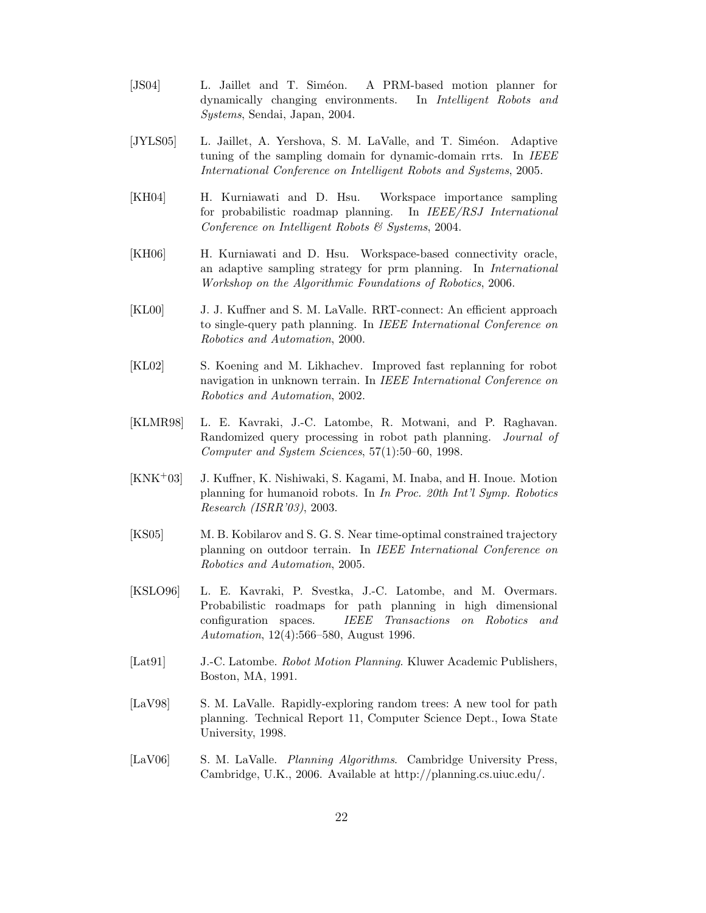[JS04] L. Jaillet and T. Siméon. A PRM-based motion planner for dynamically changing environments. In *Intelligent Robots and Systems*, Sendai, Japan, 2004.

[JYLS05] L. Jaillet, A. Yershova, S. M. LaValle, and T. Siméon. Adaptive tuning of the sampling domain for dynamic-domain rrts. In *IEEE International Conference on Intelligent Robots and Systems*, 2005.

[KH04] H. Kurniawati and D. Hsu. Workspace importance sampling for probabilistic roadmap planning. In *IEEE/RSJ International Conference on Intelligent Robots & Systems*, 2004.

[KH06] H. Kurniawati and D. Hsu. Workspace-based connectivity oracle, an adaptive sampling strategy for prm planning. In *International Workshop on the Algorithmic Foundations of Robotics*, 2006.

[KL00] J. J. Kuffner and S. M. LaValle. RRT-connect: An efficient approach to single-query path planning. In *IEEE International Conference on Robotics and Automation*, 2000.

[KL02] S. Koening and M. Likhachev. Improved fast replanning for robot navigation in unknown terrain. In *IEEE International Conference on Robotics and Automation*, 2002.

[KLMR98] L. E. Kavraki, J.-C. Latombe, R. Motwani, and P. Raghavan. Randomized query processing in robot path planning. *Journal of Computer and System Sciences*, 57(1):50–60, 1998.

[KNK+03] J. Kuffner, K. Nishiwaki, S. Kagami, M. Inaba, and H. Inoue. Motion planning for humanoid robots. In *In Proc. 20th Int'l Symp. Robotics Research (ISRR'03)*, 2003.

[KS05] M. B. Kobilarov and S. G. S. Near time-optimal constrained trajectory planning on outdoor terrain. In *IEEE International Conference on Robotics and Automation*, 2005.

[KSLO96] L. E. Kavraki, P. Svestka, J.-C. Latombe, and M. Overmars. Probabilistic roadmaps for path planning in high dimensional configuration spaces. *IEEE Transactions on Robotics and Automation*, 12(4):566–580, August 1996.

[Lat91] J.-C. Latombe. *Robot Motion Planning*. Kluwer Academic Publishers, Boston, MA, 1991.

[LaV98] S. M. LaValle. Rapidly-exploring random trees: A new tool for path planning. Technical Report 11, Computer Science Dept., Iowa State University, 1998.

[LaV06] S. M. LaValle. *Planning Algorithms*. Cambridge University Press, Cambridge, U.K., 2006. Available at http://planning.cs.uiuc.edu/.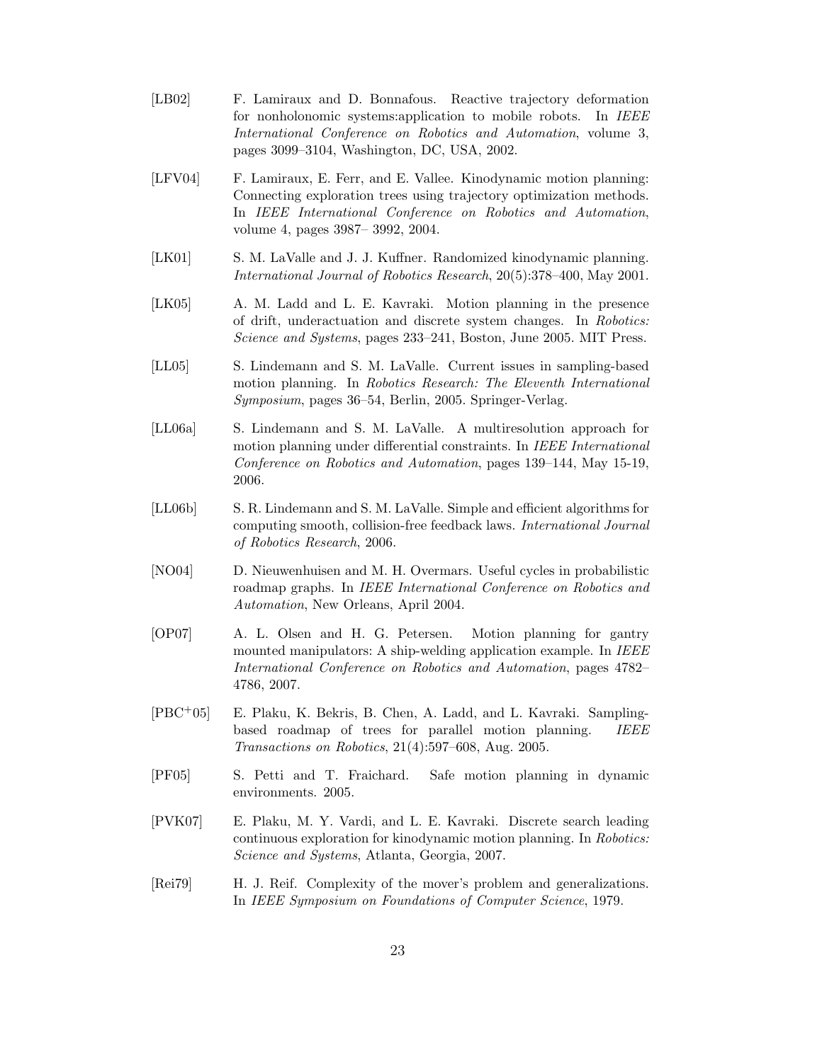[LB02] F. Lamiraux and D. Bonnafous. Reactive trajectory deformation for nonholonomic systems:application to mobile robots. In *IEEE International Conference on Robotics and Automation*, volume 3, pages 3099–3104, Washington, DC, USA, 2002.

[LFV04] F. Lamiraux, E. Ferr, and E. Vallee. Kinodynamic motion planning: Connecting exploration trees using trajectory optimization methods. In *IEEE International Conference on Robotics and Automation*, volume 4, pages 3987– 3992, 2004.

[LK01] S. M. LaValle and J. J. Kuffner. Randomized kinodynamic planning. *International Journal of Robotics Research*, 20(5):378–400, May 2001.

[LK05] A. M. Ladd and L. E. Kavraki. Motion planning in the presence of drift, underactuation and discrete system changes. In *Robotics: Science and Systems*, pages 233–241, Boston, June 2005. MIT Press.

[LL05] S. Lindemann and S. M. LaValle. Current issues in sampling-based motion planning. In *Robotics Research: The Eleventh International Symposium*, pages 36–54, Berlin, 2005. Springer-Verlag.

[LL06a] S. Lindemann and S. M. LaValle. A multiresolution approach for motion planning under differential constraints. In *IEEE International Conference on Robotics and Automation*, pages 139–144, May 15-19, 2006.

[LL06b] S. R. Lindemann and S. M. LaValle. Simple and efficient algorithms for computing smooth, collision-free feedback laws. *International Journal of Robotics Research*, 2006.

[NO04] D. Nieuwenhuisen and M. H. Overmars. Useful cycles in probabilistic roadmap graphs. In *IEEE International Conference on Robotics and Automation*, New Orleans, April 2004.

[OP07] A. L. Olsen and H. G. Petersen. Motion planning for gantry mounted manipulators: A ship-welding application example. In *IEEE International Conference on Robotics and Automation*, pages 4782–4786, 2007.

[PBC+05] E. Plaku, K. Bekris, B. Chen, A. Ladd, and L. Kavraki. Sampling-based roadmap of trees for parallel motion planning. *IEEE Transactions on Robotics*, 21(4):597–608, Aug. 2005.

[PF05] S. Petti and T. Fraichard. Safe motion planning in dynamic environments. 2005.

[PVK07] E. Plaku, M. Y. Vardi, and L. E. Kavraki. Discrete search leading continuous exploration for kinodynamic motion planning. In *Robotics: Science and Systems*, Atlanta, Georgia, 2007.

[Rei79] H. J. Reif. Complexity of the mover's problem and generalizations. In *IEEE Symposium on Foundations of Computer Science*, 1979.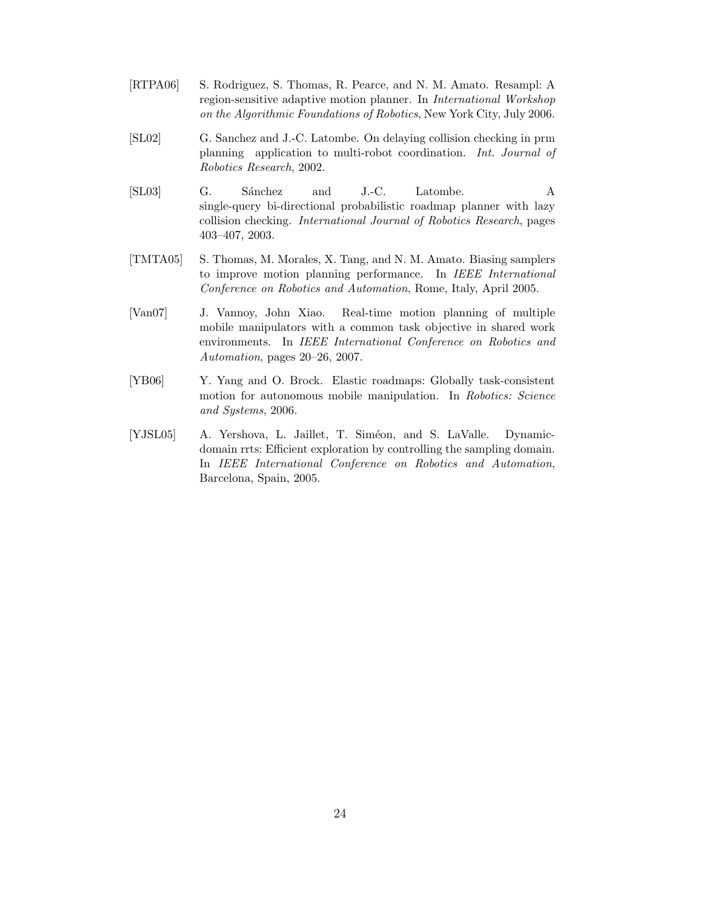[RTPA06] S. Rodriguez, S. Thomas, R. Pearce, and N. M. Amato. Resampl: A region-sensitive adaptive motion planner. In *International Workshop on the Algorithmic Foundations of Robotics*, New York City, July 2006.

[SL02] G. Sanchez and J.-C. Latombe. On delaying collision checking in prm planning application to multi-robot coordination. *Int. Journal of Robotics Research*, 2002.

[SL03] G. Sánchez and J.-C. Latombe. A single-query bi-directional probabilistic roadmap planner with lazy collision checking. *International Journal of Robotics Research*, pages 403–407, 2003.

[TMTA05] S. Thomas, M. Morales, X. Tang, and N. M. Amato. Biasing samplers to improve motion planning performance. In *IEEE International Conference on Robotics and Automation*, Rome, Italy, April 2005.

[Van07] J. Vannoy, John Xiao. Real-time motion planning of multiple mobile manipulators with a common task objective in shared work environments. In *IEEE International Conference on Robotics and Automation*, pages 20–26, 2007.

[YB06] Y. Yang and O. Brock. Elastic roadmaps: Globally task-consistent motion for autonomous mobile manipulation. In *Robotics: Science and Systems*, 2006.

[YJSL05] A. Yershova, L. Jaillet, T. Siméon, and S. LaValle. Dynamic-domain rrts: Efficient exploration by controlling the sampling domain. In *IEEE International Conference on Robotics and Automation*, Barcelona, Spain, 2005.